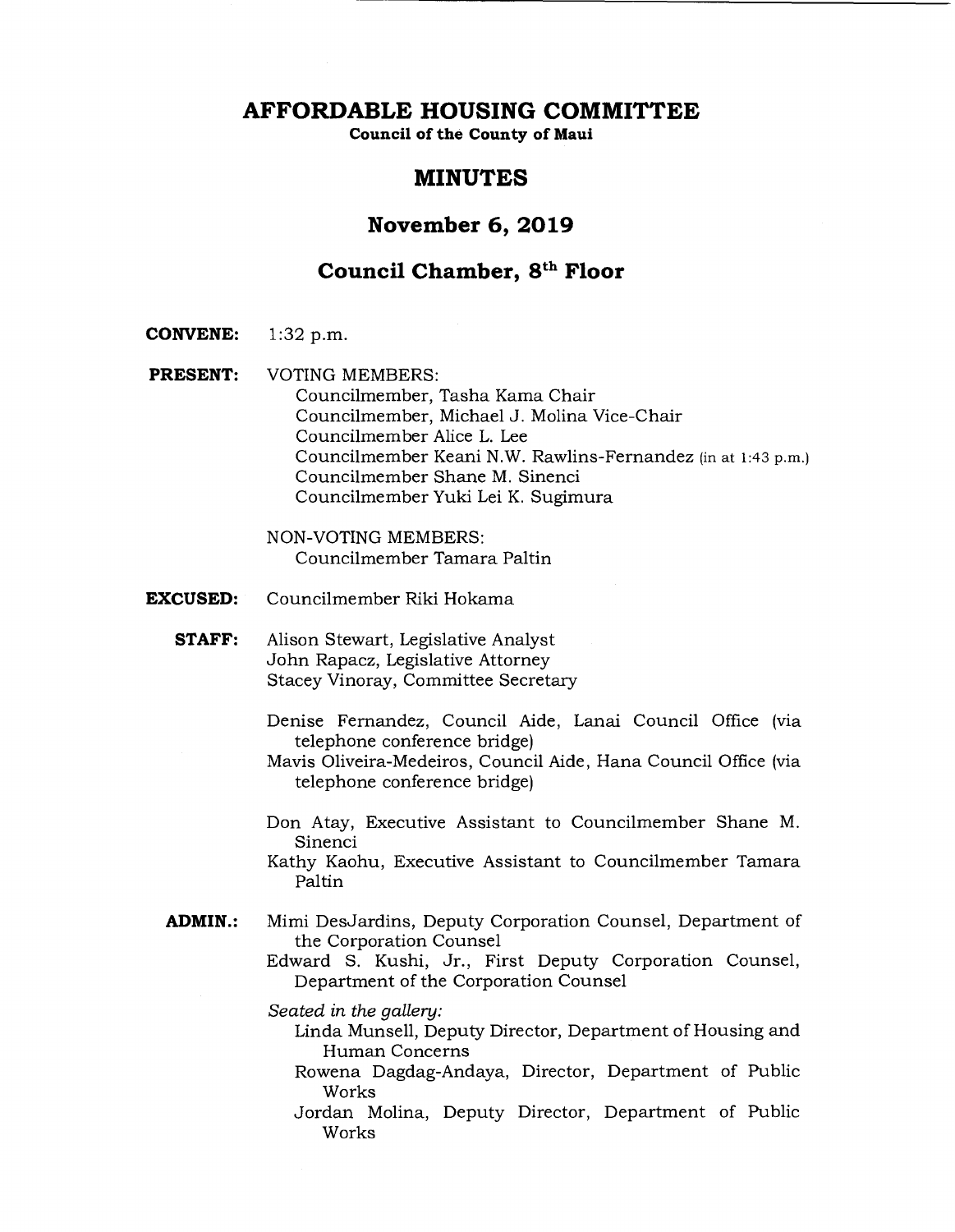# AFFORDABLE HOUSING COMMITTEE

**Council of the County of Maui**

## MINUTES

## November 6, 2019

## Council Chamber, 8th Floor

**CONVENE:** 1:32 p.m.

**PRESENT:** VOTING MEMBERS:
Councilmember, Tasha Kama Chair
Councilmember, Michael J. Molina Vice-Chair
Councilmember Alice L. Lee
Councilmember Keani N.W. Rawlins-Fernandez (in at 1:43 p.m.)
Councilmember Shane M. Sinenci
Councilmember Yuki Lei K. Sugimura

NON-VOTING MEMBERS:
Councilmember Tamara Paltin

**EXCUSED:** Councilmember Riki Hokama

**STAFF:** Alison Stewart, Legislative Analyst
John Rapacz, Legislative Attorney
Stacey Vinoray, Committee Secretary

Denise Fernandez, Council Aide, Lanai Council Office (via telephone conference bridge)
Mavis Oliveira-Medeiros, Council Aide, Hana Council Office (via telephone conference bridge)

Don Atay, Executive Assistant to Councilmember Shane M. Sinenci
Kathy Kaohu, Executive Assistant to Councilmember Tamara Paltin

**ADMIN.:** Mimi DesJardins, Deputy Corporation Counsel, Department of the Corporation Counsel
Edward S. Kushi, Jr., First Deputy Corporation Counsel, Department of the Corporation Counsel

*Seated in the gallery:*
Linda Munsell, Deputy Director, Department of Housing and Human Concerns
Rowena Dagdag-Andaya, Director, Department of Public Works
Jordan Molina, Deputy Director, Department of Public Works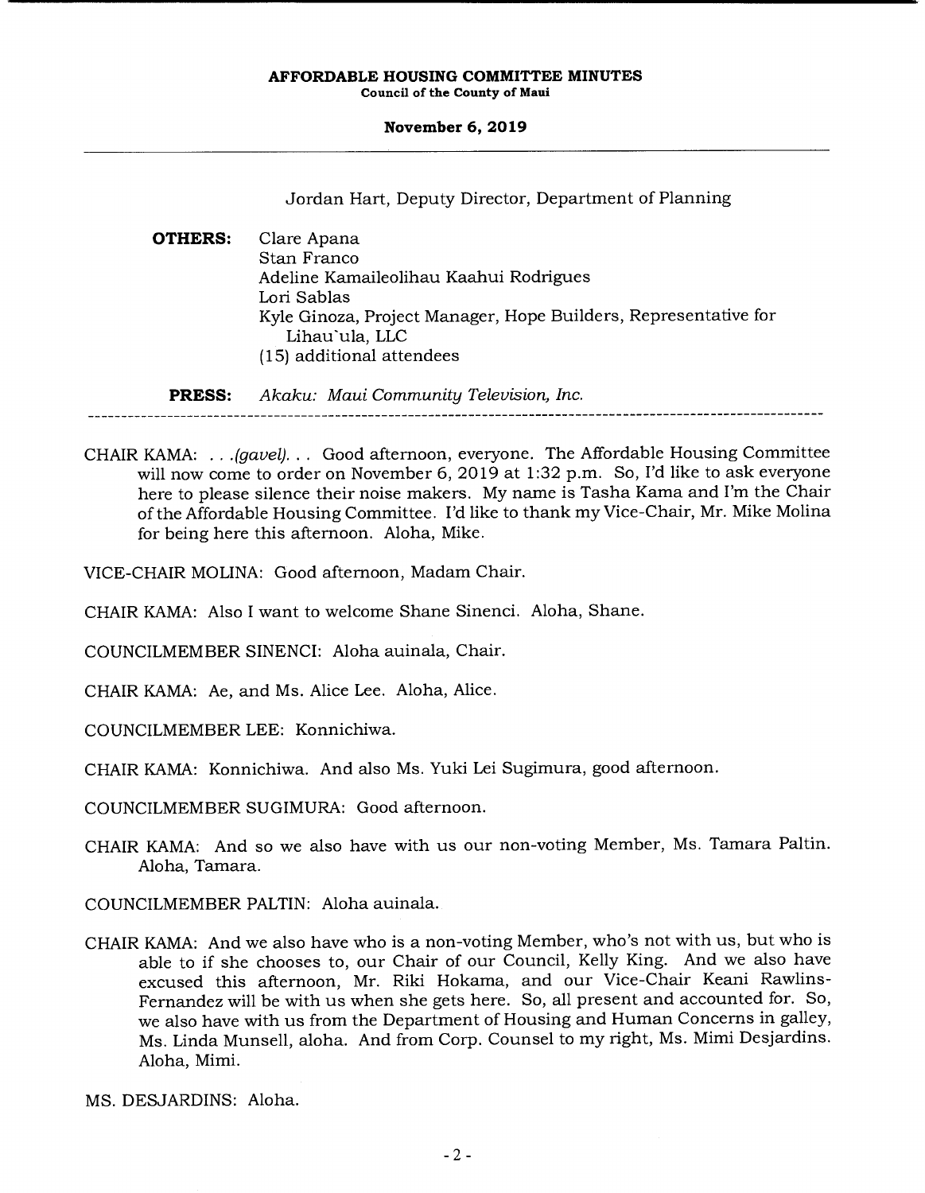Jordan Hart, Deputy Director, Department of Planning

**OTHERS:** Clare Apana
Stan Franco
Adeline Kamaileolihau Kaahui Rodrigues
Lori Sablas
Kyle Ginoza, Project Manager, Hope Builders, Representative for Lihau`ula, LLC
(15) additional attendees

**PRESS:** *Akaku: Maui Community Television, Inc.*

---

CHAIR KAMA: . . .*(gavel)*. . . Good afternoon, everyone. The Affordable Housing Committee will now come to order on November 6, 2019 at 1:32 p.m. So, I'd like to ask everyone here to please silence their noise makers. My name is Tasha Kama and I'm the Chair of the Affordable Housing Committee. I'd like to thank my Vice-Chair, Mr. Mike Molina for being here this afternoon. Aloha, Mike.

VICE-CHAIR MOLINA: Good afternoon, Madam Chair.

CHAIR KAMA: Also I want to welcome Shane Sinenci. Aloha, Shane.

COUNCILMEMBER SINENCI: Aloha auinala, Chair.

CHAIR KAMA: Ae, and Ms. Alice Lee. Aloha, Alice.

COUNCILMEMBER LEE: Konnichiwa.

CHAIR KAMA: Konnichiwa. And also Ms. Yuki Lei Sugimura, good afternoon.

COUNCILMEMBER SUGIMURA: Good afternoon.

CHAIR KAMA: And so we also have with us our non-voting Member, Ms. Tamara Paltin. Aloha, Tamara.

COUNCILMEMBER PALTIN: Aloha auinala.

CHAIR KAMA: And we also have who is a non-voting Member, who's not with us, but who is able to if she chooses to, our Chair of our Council, Kelly King. And we also have excused this afternoon, Mr. Riki Hokama, and our Vice-Chair Keani Rawlins-Fernandez will be with us when she gets here. So, all present and accounted for. So, we also have with us from the Department of Housing and Human Concerns in galley, Ms. Linda Munsell, aloha. And from Corp. Counsel to my right, Ms. Mimi Desjardins. Aloha, Mimi.

MS. DESJARDINS: Aloha.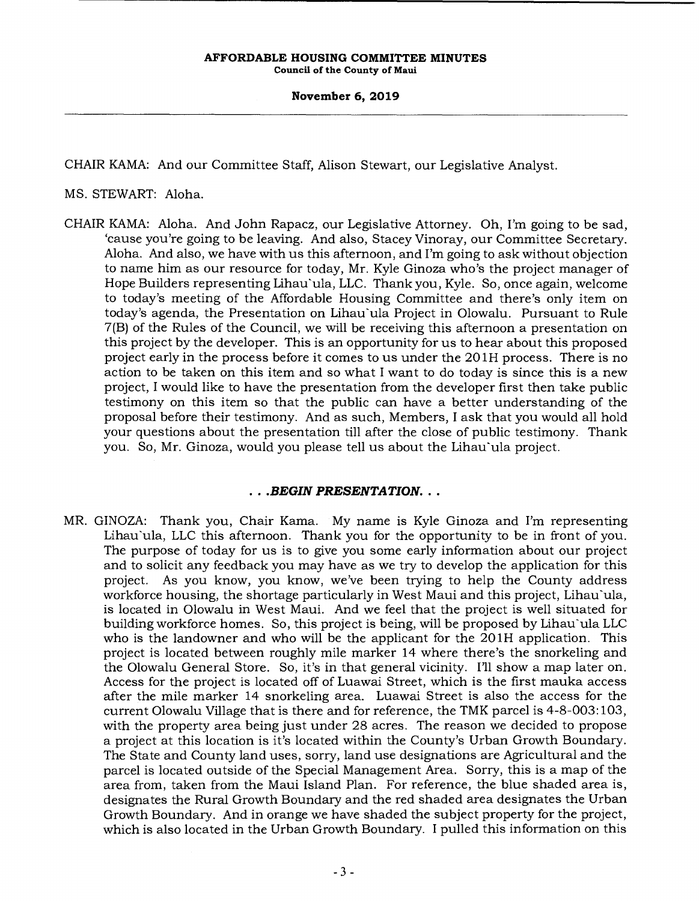CHAIR KAMA: And our Committee Staff, Alison Stewart, our Legislative Analyst.

MS. STEWART: Aloha.

CHAIR KAMA: Aloha. And John Rapacz, our Legislative Attorney. Oh, I'm going to be sad, 'cause you're going to be leaving. And also, Stacey Vinoray, our Committee Secretary. Aloha. And also, we have with us this afternoon, and I'm going to ask without objection to name him as our resource for today, Mr. Kyle Ginoza who's the project manager of Hope Builders representing Lihau`ula, LLC. Thank you, Kyle. So, once again, welcome to today's meeting of the Affordable Housing Committee and there's only item on today's agenda, the Presentation on Lihau`ula Project in Olowalu. Pursuant to Rule 7(B) of the Rules of the Council, we will be receiving this afternoon a presentation on this project by the developer. This is an opportunity for us to hear about this proposed project early in the process before it comes to us under the 201H process. There is no action to be taken on this item and so what I want to do today is since this is a new project, I would like to have the presentation from the developer first then take public testimony on this item so that the public can have a better understanding of the proposal before their testimony. And as such, Members, I ask that you would all hold your questions about the presentation till after the close of public testimony. Thank you. So, Mr. Ginoza, would you please tell us about the Lihau`ula project.

***. . .BEGIN PRESENTATION. . .***

MR. GINOZA: Thank you, Chair Kama. My name is Kyle Ginoza and I'm representing Lihau`ula, LLC this afternoon. Thank you for the opportunity to be in front of you. The purpose of today for us is to give you some early information about our project and to solicit any feedback you may have as we try to develop the application for this project. As you know, you know, we've been trying to help the County address workforce housing, the shortage particularly in West Maui and this project, Lihau`ula, is located in Olowalu in West Maui. And we feel that the project is well situated for building workforce homes. So, this project is being, will be proposed by Lihau`ula LLC who is the landowner and who will be the applicant for the 201H application. This project is located between roughly mile marker 14 where there's the snorkeling and the Olowalu General Store. So, it's in that general vicinity. I'll show a map later on. Access for the project is located off of Luawai Street, which is the first mauka access after the mile marker 14 snorkeling area. Luawai Street is also the access for the current Olowalu Village that is there and for reference, the TMK parcel is 4-8-003:103, with the property area being just under 28 acres. The reason we decided to propose a project at this location is it's located within the County's Urban Growth Boundary. The State and County land uses, sorry, land use designations are Agricultural and the parcel is located outside of the Special Management Area. Sorry, this is a map of the area from, taken from the Maui Island Plan. For reference, the blue shaded area is, designates the Rural Growth Boundary and the red shaded area designates the Urban Growth Boundary. And in orange we have shaded the subject property for the project, which is also located in the Urban Growth Boundary. I pulled this information on this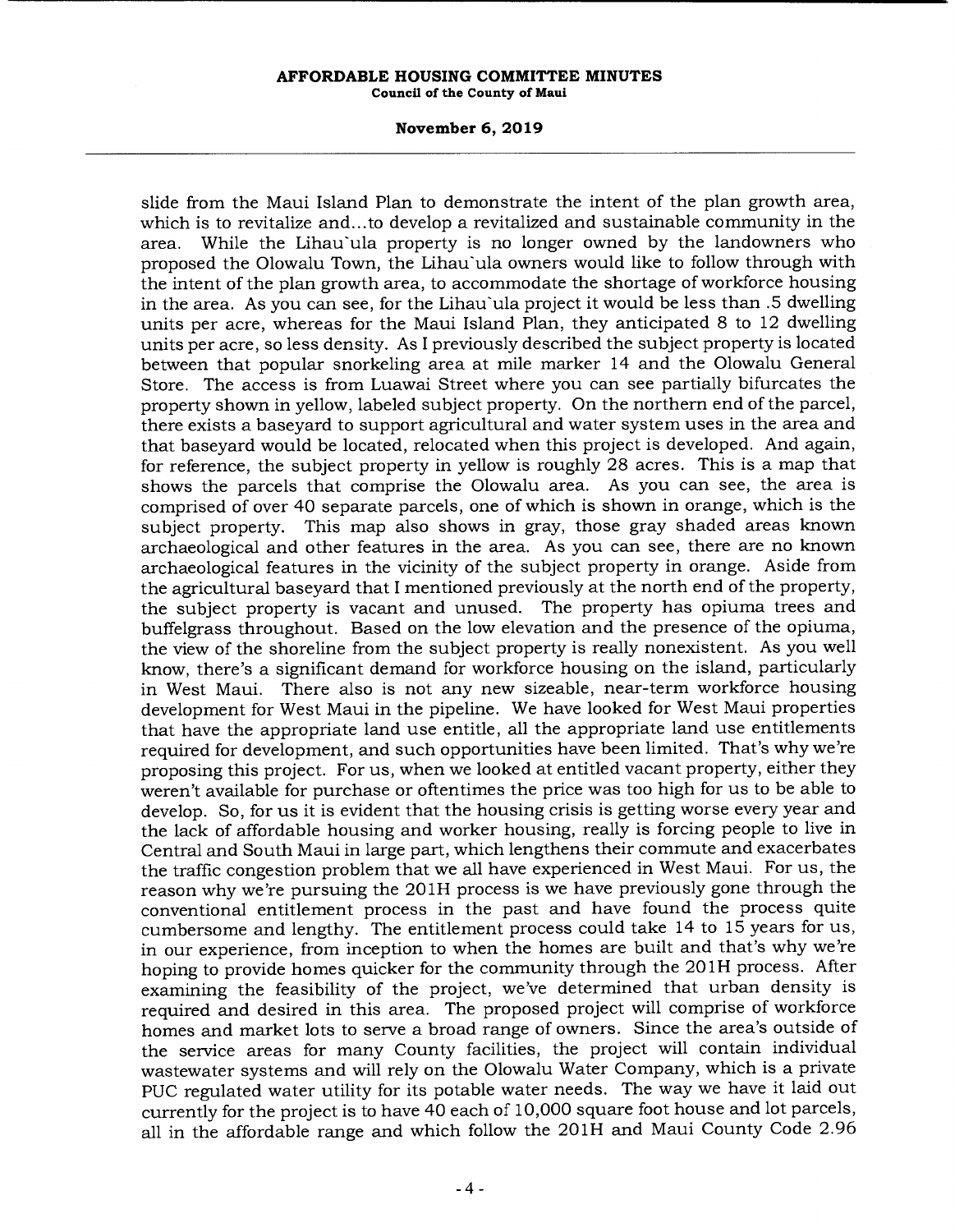slide from the Maui Island Plan to demonstrate the intent of the plan growth area, which is to revitalize and...to develop a revitalized and sustainable community in the area. While the Lihau`ula property is no longer owned by the landowners who proposed the Olowalu Town, the Lihau`ula owners would like to follow through with the intent of the plan growth area, to accommodate the shortage of workforce housing in the area. As you can see, for the Lihau`ula project it would be less than .5 dwelling units per acre, whereas for the Maui Island Plan, they anticipated 8 to 12 dwelling units per acre, so less density. As I previously described the subject property is located between that popular snorkeling area at mile marker 14 and the Olowalu General Store. The access is from Luawai Street where you can see partially bifurcates the property shown in yellow, labeled subject property. On the northern end of the parcel, there exists a baseyard to support agricultural and water system uses in the area and that baseyard would be located, relocated when this project is developed. And again, for reference, the subject property in yellow is roughly 28 acres. This is a map that shows the parcels that comprise the Olowalu area. As you can see, the area is comprised of over 40 separate parcels, one of which is shown in orange, which is the subject property. This map also shows in gray, those gray shaded areas known archaeological and other features in the area. As you can see, there are no known archaeological features in the vicinity of the subject property in orange. Aside from the agricultural baseyard that I mentioned previously at the north end of the property, the subject property is vacant and unused. The property has opiuma trees and buffelgrass throughout. Based on the low elevation and the presence of the opiuma, the view of the shoreline from the subject property is really nonexistent. As you well know, there's a significant demand for workforce housing on the island, particularly in West Maui. There also is not any new sizeable, near-term workforce housing development for West Maui in the pipeline. We have looked for West Maui properties that have the appropriate land use entitle, all the appropriate land use entitlements required for development, and such opportunities have been limited. That's why we're proposing this project. For us, when we looked at entitled vacant property, either they weren't available for purchase or oftentimes the price was too high for us to be able to develop. So, for us it is evident that the housing crisis is getting worse every year and the lack of affordable housing and worker housing, really is forcing people to live in Central and South Maui in large part, which lengthens their commute and exacerbates the traffic congestion problem that we all have experienced in West Maui. For us, the reason why we're pursuing the 201H process is we have previously gone through the conventional entitlement process in the past and have found the process quite cumbersome and lengthy. The entitlement process could take 14 to 15 years for us, in our experience, from inception to when the homes are built and that's why we're hoping to provide homes quicker for the community through the 201H process. After examining the feasibility of the project, we've determined that urban density is required and desired in this area. The proposed project will comprise of workforce homes and market lots to serve a broad range of owners. Since the area's outside of the service areas for many County facilities, the project will contain individual wastewater systems and will rely on the Olowalu Water Company, which is a private PUC regulated water utility for its potable water needs. The way we have it laid out currently for the project is to have 40 each of 10,000 square foot house and lot parcels, all in the affordable range and which follow the 201H and Maui County Code 2.96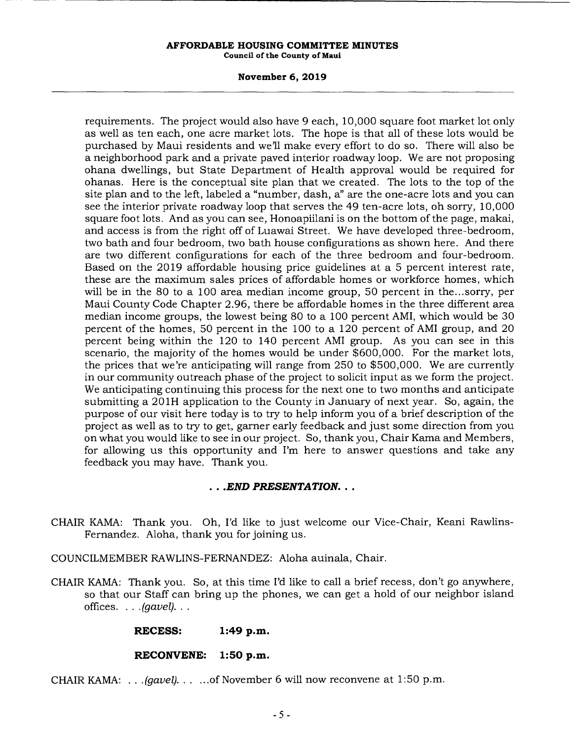requirements. The project would also have 9 each, 10,000 square foot market lot only as well as ten each, one acre market lots. The hope is that all of these lots would be purchased by Maui residents and we'll make every effort to do so. There will also be a neighborhood park and a private paved interior roadway loop. We are not proposing ohana dwellings, but State Department of Health approval would be required for ohanas. Here is the conceptual site plan that we created. The lots to the top of the site plan and to the left, labeled a "number, dash, a" are the one-acre lots and you can see the interior private roadway loop that serves the 49 ten-acre lots, oh sorry, 10,000 square foot lots. And as you can see, Honoapiilani is on the bottom of the page, makai, and access is from the right off of Luawai Street. We have developed three-bedroom, two bath and four bedroom, two bath house configurations as shown here. And there are two different configurations for each of the three bedroom and four-bedroom. Based on the 2019 affordable housing price guidelines at a 5 percent interest rate, these are the maximum sales prices of affordable homes or workforce homes, which will be in the 80 to a 100 area median income group, 50 percent in the...sorry, per Maui County Code Chapter 2.96, there be affordable homes in the three different area median income groups, the lowest being 80 to a 100 percent AMI, which would be 30 percent of the homes, 50 percent in the 100 to a 120 percent of AMI group, and 20 percent being within the 120 to 140 percent AMI group. As you can see in this scenario, the majority of the homes would be under $600,000. For the market lots, the prices that we're anticipating will range from 250 to $500,000. We are currently in our community outreach phase of the project to solicit input as we form the project. We anticipating continuing this process for the next one to two months and anticipate submitting a 201H application to the County in January of next year. So, again, the purpose of our visit here today is to try to help inform you of a brief description of the project as well as to try to get, garner early feedback and just some direction from you on what you would like to see in our project. So, thank you, Chair Kama and Members, for allowing us this opportunity and I'm here to answer questions and take any feedback you may have. Thank you.

***. . .END PRESENTATION. . .***

CHAIR KAMA: Thank you. Oh, I'd like to just welcome our Vice-Chair, Keani Rawlins-Fernandez. Aloha, thank you for joining us.

COUNCILMEMBER RAWLINS-FERNANDEZ: Aloha auinala, Chair.

CHAIR KAMA: Thank you. So, at this time I'd like to call a brief recess, don't go anywhere, so that our Staff can bring up the phones, we can get a hold of our neighbor island offices. . . .*(gavel)*. . .

**RECESS: 1:49 p.m.**

**RECONVENE: 1:50 p.m.**

CHAIR KAMA: . . .*(gavel)*. . . ...of November 6 will now reconvene at 1:50 p.m.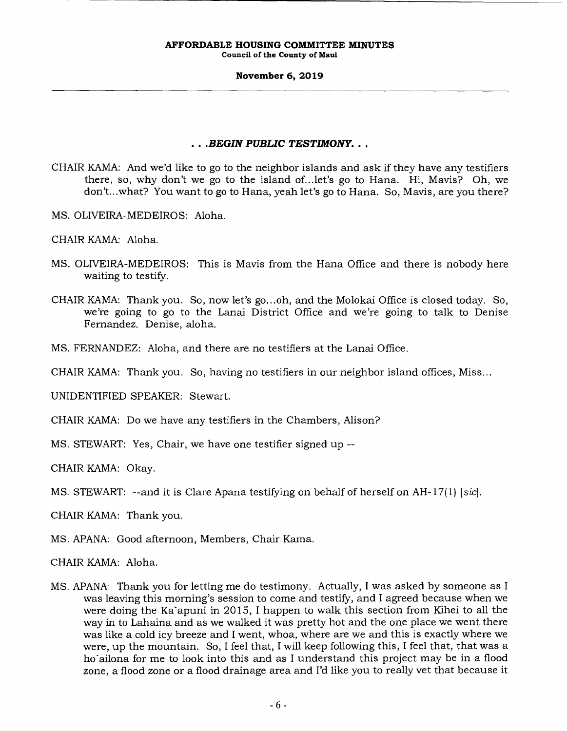**. . .BEGIN PUBLIC TESTIMONY. . .**

CHAIR KAMA: And we'd like to go to the neighbor islands and ask if they have any testifiers there, so, why don't we go to the island of...let's go to Hana. Hi, Mavis? Oh, we don't...what? You want to go to Hana, yeah let's go to Hana. So, Mavis, are you there?

MS. OLIVEIRA-MEDEIROS: Aloha.

CHAIR KAMA: Aloha.

MS. OLIVEIRA-MEDEIROS: This is Mavis from the Hana Office and there is nobody here waiting to testify.

CHAIR KAMA: Thank you. So, now let's go...oh, and the Molokai Office is closed today. So, we're going to go to the Lanai District Office and we're going to talk to Denise Fernandez. Denise, aloha.

MS. FERNANDEZ: Aloha, and there are no testifiers at the Lanai Office.

CHAIR KAMA: Thank you. So, having no testifiers in our neighbor island offices, Miss...

UNIDENTIFIED SPEAKER: Stewart.

CHAIR KAMA: Do we have any testifiers in the Chambers, Alison?

MS. STEWART: Yes, Chair, we have one testifier signed up --

CHAIR KAMA: Okay.

MS. STEWART: --and it is Clare Apana testifying on behalf of herself on AH-17(1) [*sic*].

CHAIR KAMA: Thank you.

MS. APANA: Good afternoon, Members, Chair Kama.

CHAIR KAMA: Aloha.

MS. APANA: Thank you for letting me do testimony. Actually, I was asked by someone as I was leaving this morning's session to come and testify, and I agreed because when we were doing the Ka`apuni in 2015, I happen to walk this section from Kihei to all the way in to Lahaina and as we walked it was pretty hot and the one place we went there was like a cold icy breeze and I went, whoa, where are we and this is exactly where we were, up the mountain. So, I feel that, I will keep following this, I feel that, that was a ho`ailona for me to look into this and as I understand this project may be in a flood zone, a flood zone or a flood drainage area and I'd like you to really vet that because it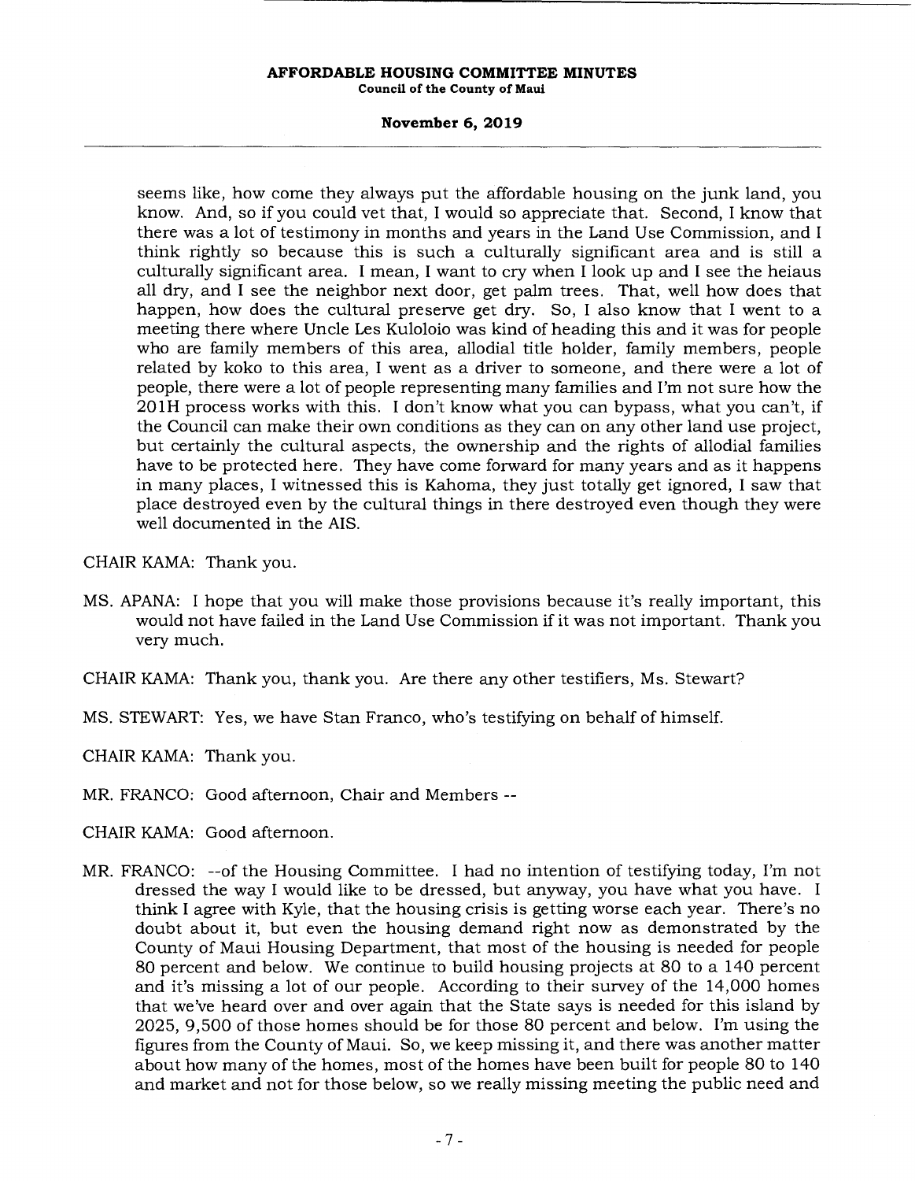seems like, how come they always put the affordable housing on the junk land, you know. And, so if you could vet that, I would so appreciate that. Second, I know that there was a lot of testimony in months and years in the Land Use Commission, and I think rightly so because this is such a culturally significant area and is still a culturally significant area. I mean, I want to cry when I look up and I see the heiaus all dry, and I see the neighbor next door, get palm trees. That, well how does that happen, how does the cultural preserve get dry. So, I also know that I went to a meeting there where Uncle Les Kuloloio was kind of heading this and it was for people who are family members of this area, allodial title holder, family members, people related by koko to this area, I went as a driver to someone, and there were a lot of people, there were a lot of people representing many families and I'm not sure how the 201H process works with this. I don't know what you can bypass, what you can't, if the Council can make their own conditions as they can on any other land use project, but certainly the cultural aspects, the ownership and the rights of allodial families have to be protected here. They have come forward for many years and as it happens in many places, I witnessed this is Kahoma, they just totally get ignored, I saw that place destroyed even by the cultural things in there destroyed even though they were well documented in the AIS.

CHAIR KAMA: Thank you.

MS. APANA: I hope that you will make those provisions because it's really important, this would not have failed in the Land Use Commission if it was not important. Thank you very much.

CHAIR KAMA: Thank you, thank you. Are there any other testifiers, Ms. Stewart?

MS. STEWART: Yes, we have Stan Franco, who's testifying on behalf of himself.

CHAIR KAMA: Thank you.

MR. FRANCO: Good afternoon, Chair and Members --

CHAIR KAMA: Good afternoon.

MR. FRANCO: --of the Housing Committee. I had no intention of testifying today, I'm not dressed the way I would like to be dressed, but anyway, you have what you have. I think I agree with Kyle, that the housing crisis is getting worse each year. There's no doubt about it, but even the housing demand right now as demonstrated by the County of Maui Housing Department, that most of the housing is needed for people 80 percent and below. We continue to build housing projects at 80 to a 140 percent and it's missing a lot of our people. According to their survey of the 14,000 homes that we've heard over and over again that the State says is needed for this island by 2025, 9,500 of those homes should be for those 80 percent and below. I'm using the figures from the County of Maui. So, we keep missing it, and there was another matter about how many of the homes, most of the homes have been built for people 80 to 140 and market and not for those below, so we really missing meeting the public need and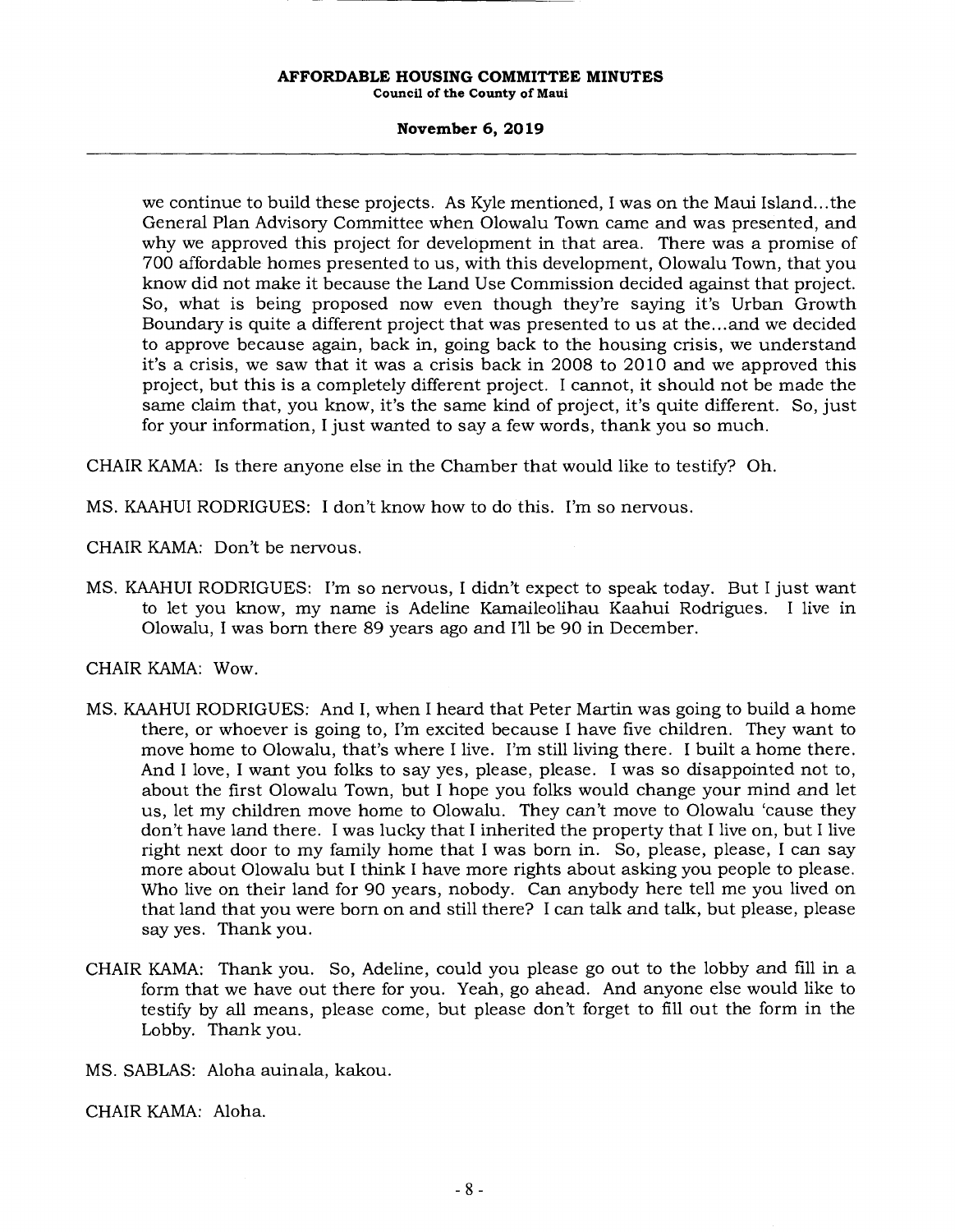we continue to build these projects. As Kyle mentioned, I was on the Maui Island...the General Plan Advisory Committee when Olowalu Town came and was presented, and why we approved this project for development in that area. There was a promise of 700 affordable homes presented to us, with this development, Olowalu Town, that you know did not make it because the Land Use Commission decided against that project. So, what is being proposed now even though they're saying it's Urban Growth Boundary is quite a different project that was presented to us at the...and we decided to approve because again, back in, going back to the housing crisis, we understand it's a crisis, we saw that it was a crisis back in 2008 to 2010 and we approved this project, but this is a completely different project. I cannot, it should not be made the same claim that, you know, it's the same kind of project, it's quite different. So, just for your information, I just wanted to say a few words, thank you so much.

CHAIR KAMA: Is there anyone else in the Chamber that would like to testify? Oh.

MS. KAAHUI RODRIGUES: I don't know how to do this. I'm so nervous.

CHAIR KAMA: Don't be nervous.

MS. KAAHUI RODRIGUES: I'm so nervous, I didn't expect to speak today. But I just want to let you know, my name is Adeline Kamaileolihau Kaahui Rodrigues. I live in Olowalu, I was born there 89 years ago and I'll be 90 in December.

CHAIR KAMA: Wow.

MS. KAAHUI RODRIGUES: And I, when I heard that Peter Martin was going to build a home there, or whoever is going to, I'm excited because I have five children. They want to move home to Olowalu, that's where I live. I'm still living there. I built a home there. And I love, I want you folks to say yes, please, please. I was so disappointed not to, about the first Olowalu Town, but I hope you folks would change your mind and let us, let my children move home to Olowalu. They can't move to Olowalu 'cause they don't have land there. I was lucky that I inherited the property that I live on, but I live right next door to my family home that I was born in. So, please, please, I can say more about Olowalu but I think I have more rights about asking you people to please. Who live on their land for 90 years, nobody. Can anybody here tell me you lived on that land that you were born on and still there? I can talk and talk, but please, please say yes. Thank you.

CHAIR KAMA: Thank you. So, Adeline, could you please go out to the lobby and fill in a form that we have out there for you. Yeah, go ahead. And anyone else would like to testify by all means, please come, but please don't forget to fill out the form in the Lobby. Thank you.

MS. SABLAS: Aloha auinala, kakou.

CHAIR KAMA: Aloha.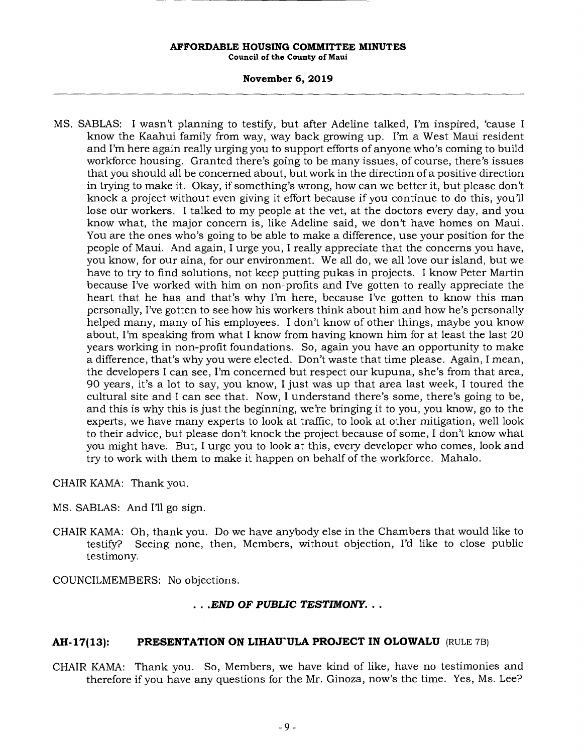MS. SABLAS: I wasn't planning to testify, but after Adeline talked, I'm inspired, 'cause I know the Kaahui family from way, way back growing up. I'm a West Maui resident and I'm here again really urging you to support efforts of anyone who's coming to build workforce housing. Granted there's going to be many issues, of course, there's issues that you should all be concerned about, but work in the direction of a positive direction in trying to make it. Okay, if something's wrong, how can we better it, but please don't knock a project without even giving it effort because if you continue to do this, you'll lose our workers. I talked to my people at the vet, at the doctors every day, and you know what, the major concern is, like Adeline said, we don't have homes on Maui. You are the ones who's going to be able to make a difference, use your position for the people of Maui. And again, I urge you, I really appreciate that the concerns you have, you know, for our aina, for our environment. We all do, we all love our island, but we have to try to find solutions, not keep putting pukas in projects. I know Peter Martin because I've worked with him on non-profits and I've gotten to really appreciate the heart that he has and that's why I'm here, because I've gotten to know this man personally, I've gotten to see how his workers think about him and how he's personally helped many, many of his employees. I don't know of other things, maybe you know about, I'm speaking from what I know from having known him for at least the last 20 years working in non-profit foundations. So, again you have an opportunity to make a difference, that's why you were elected. Don't waste that time please. Again, I mean, the developers I can see, I'm concerned but respect our kupuna, she's from that area, 90 years, it's a lot to say, you know, I just was up that area last week, I toured the cultural site and I can see that. Now, I understand there's some, there's going to be, and this is why this is just the beginning, we're bringing it to you, you know, go to the experts, we have many experts to look at traffic, to look at other mitigation, well look to their advice, but please don't knock the project because of some, I don't know what you might have. But, I urge you to look at this, every developer who comes, look and try to work with them to make it happen on behalf of the workforce. Mahalo.

CHAIR KAMA: Thank you.

MS. SABLAS: And I'll go sign.

CHAIR KAMA: Oh, thank you. Do we have anybody else in the Chambers that would like to testify? Seeing none, then, Members, without objection, I'd like to close public testimony.

COUNCILMEMBERS: No objections.

*. . .END OF PUBLIC TESTIMONY. . .*

**AH-17(13): PRESENTATION ON LIHAU'ULA PROJECT IN OLOWALU** (RULE 7B)

CHAIR KAMA: Thank you. So, Members, we have kind of like, have no testimonies and therefore if you have any questions for the Mr. Ginoza, now's the time. Yes, Ms. Lee?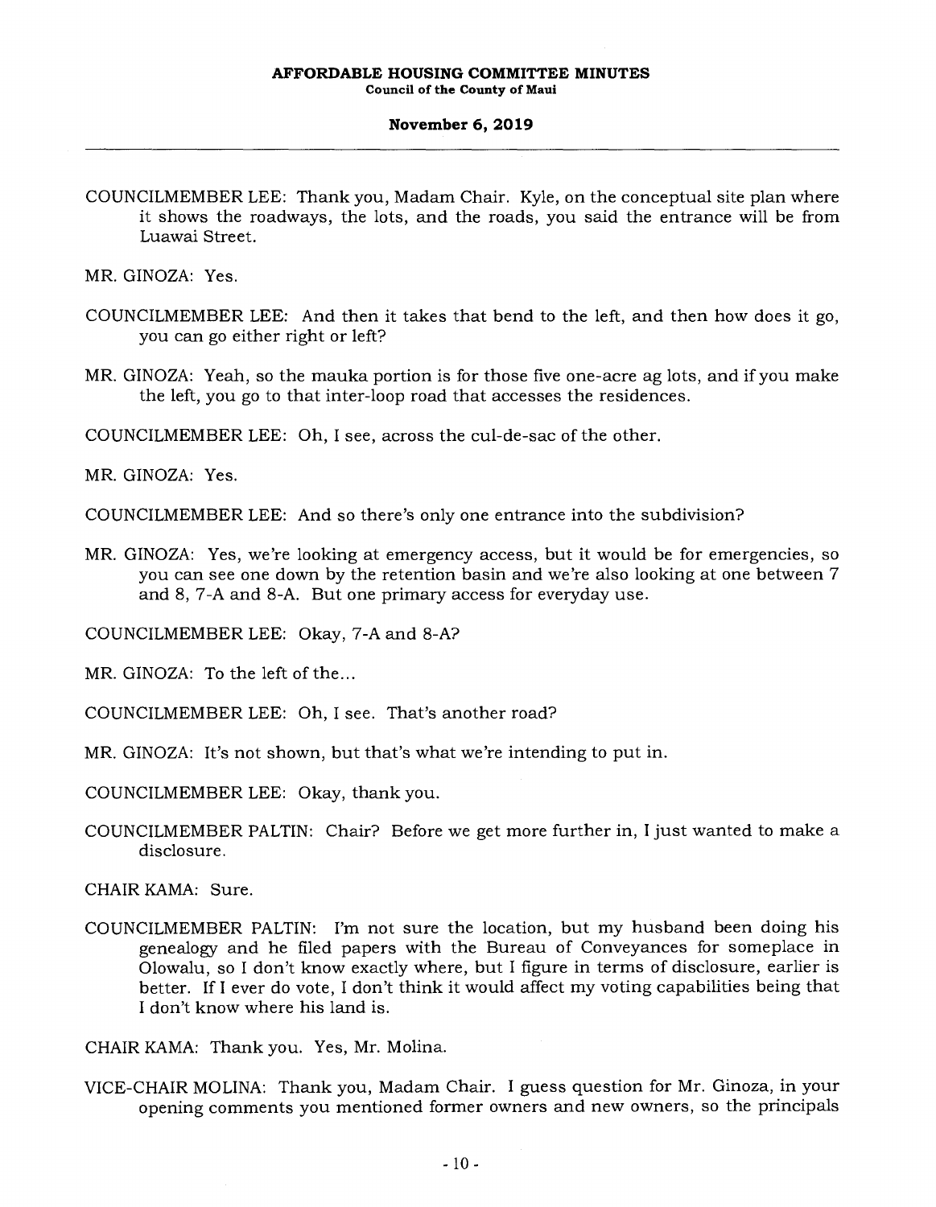COUNCILMEMBER LEE: Thank you, Madam Chair. Kyle, on the conceptual site plan where it shows the roadways, the lots, and the roads, you said the entrance will be from Luawai Street.

MR. GINOZA: Yes.

COUNCILMEMBER LEE: And then it takes that bend to the left, and then how does it go, you can go either right or left?

MR. GINOZA: Yeah, so the mauka portion is for those five one-acre ag lots, and if you make the left, you go to that inter-loop road that accesses the residences.

COUNCILMEMBER LEE: Oh, I see, across the cul-de-sac of the other.

MR. GINOZA: Yes.

COUNCILMEMBER LEE: And so there's only one entrance into the subdivision?

MR. GINOZA: Yes, we're looking at emergency access, but it would be for emergencies, so you can see one down by the retention basin and we're also looking at one between 7 and 8, 7-A and 8-A. But one primary access for everyday use.

COUNCILMEMBER LEE: Okay, 7-A and 8-A?

MR. GINOZA: To the left of the...

COUNCILMEMBER LEE: Oh, I see. That's another road?

MR. GINOZA: It's not shown, but that's what we're intending to put in.

COUNCILMEMBER LEE: Okay, thank you.

COUNCILMEMBER PALTIN: Chair? Before we get more further in, I just wanted to make a disclosure.

CHAIR KAMA: Sure.

COUNCILMEMBER PALTIN: I'm not sure the location, but my husband been doing his genealogy and he filed papers with the Bureau of Conveyances for someplace in Olowalu, so I don't know exactly where, but I figure in terms of disclosure, earlier is better. If I ever do vote, I don't think it would affect my voting capabilities being that I don't know where his land is.

CHAIR KAMA: Thank you. Yes, Mr. Molina.

VICE-CHAIR MOLINA: Thank you, Madam Chair. I guess question for Mr. Ginoza, in your opening comments you mentioned former owners and new owners, so the principals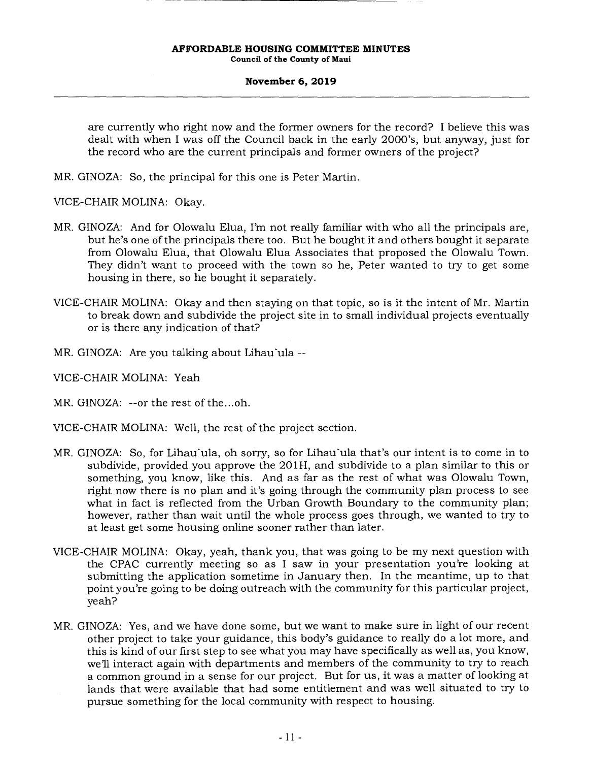are currently who right now and the former owners for the record? I believe this was dealt with when I was off the Council back in the early 2000's, but anyway, just for the record who are the current principals and former owners of the project?

MR. GINOZA: So, the principal for this one is Peter Martin.

VICE-CHAIR MOLINA: Okay.

MR. GINOZA: And for Olowalu Elua, I'm not really familiar with who all the principals are, but he's one of the principals there too. But he bought it and others bought it separate from Olowalu Elua, that Olowalu Elua Associates that proposed the Olowalu Town. They didn't want to proceed with the town so he, Peter wanted to try to get some housing in there, so he bought it separately.

VICE-CHAIR MOLINA: Okay and then staying on that topic, so is it the intent of Mr. Martin to break down and subdivide the project site in to small individual projects eventually or is there any indication of that?

MR. GINOZA: Are you talking about Lihau`ula --

VICE-CHAIR MOLINA: Yeah

MR. GINOZA: --or the rest of the...oh.

VICE-CHAIR MOLINA: Well, the rest of the project section.

MR. GINOZA: So, for Lihau`ula, oh sorry, so for Lihau`ula that's our intent is to come in to subdivide, provided you approve the 201H, and subdivide to a plan similar to this or something, you know, like this. And as far as the rest of what was Olowalu Town, right now there is no plan and it's going through the community plan process to see what in fact is reflected from the Urban Growth Boundary to the community plan; however, rather than wait until the whole process goes through, we wanted to try to at least get some housing online sooner rather than later.

VICE-CHAIR MOLINA: Okay, yeah, thank you, that was going to be my next question with the CPAC currently meeting so as I saw in your presentation you're looking at submitting the application sometime in January then. In the meantime, up to that point you're going to be doing outreach with the community for this particular project, yeah?

MR. GINOZA: Yes, and we have done some, but we want to make sure in light of our recent other project to take your guidance, this body's guidance to really do a lot more, and this is kind of our first step to see what you may have specifically as well as, you know, we'll interact again with departments and members of the community to try to reach a common ground in a sense for our project. But for us, it was a matter of looking at lands that were available that had some entitlement and was well situated to try to pursue something for the local community with respect to housing.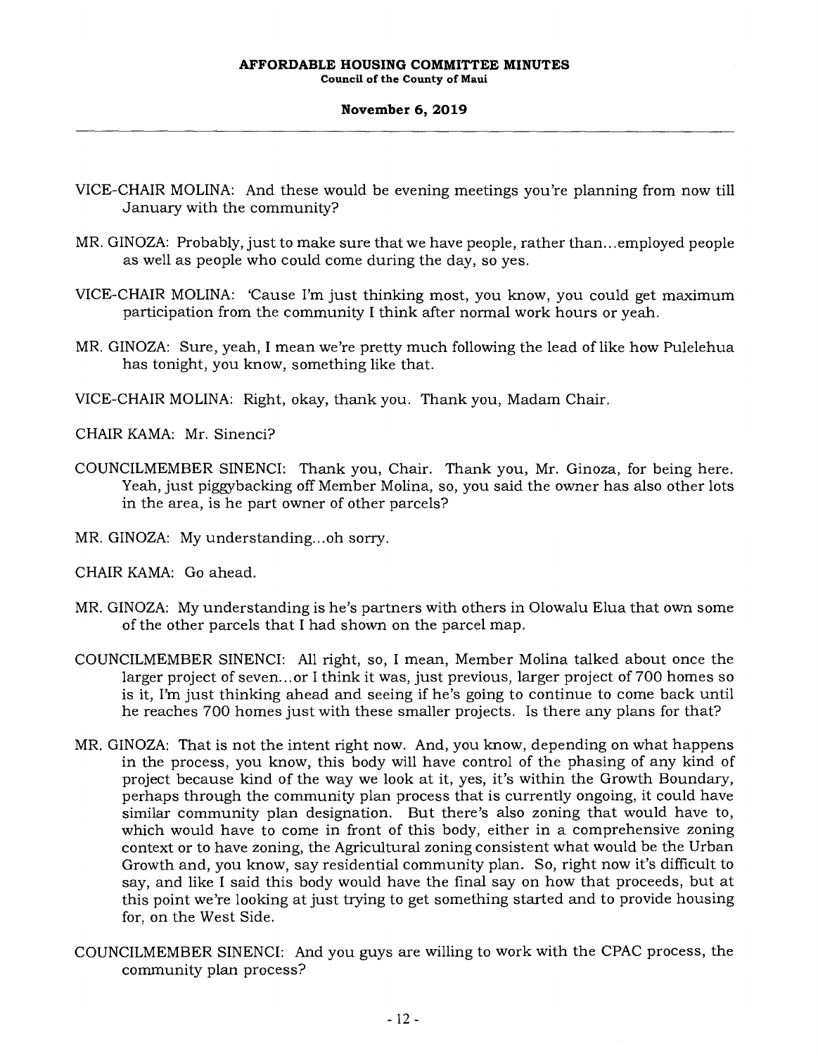VICE-CHAIR MOLINA: And these would be evening meetings you're planning from now till January with the community?

MR. GINOZA: Probably, just to make sure that we have people, rather than...employed people as well as people who could come during the day, so yes.

VICE-CHAIR MOLINA: 'Cause I'm just thinking most, you know, you could get maximum participation from the community I think after normal work hours or yeah.

MR. GINOZA: Sure, yeah, I mean we're pretty much following the lead of like how Pulelehua has tonight, you know, something like that.

VICE-CHAIR MOLINA: Right, okay, thank you. Thank you, Madam Chair.

CHAIR KAMA: Mr. Sinenci?

COUNCILMEMBER SINENCI: Thank you, Chair. Thank you, Mr. Ginoza, for being here. Yeah, just piggybacking off Member Molina, so, you said the owner has also other lots in the area, is he part owner of other parcels?

MR. GINOZA: My understanding...oh sorry.

CHAIR KAMA: Go ahead.

MR. GINOZA: My understanding is he's partners with others in Olowalu Elua that own some of the other parcels that I had shown on the parcel map.

COUNCILMEMBER SINENCI: All right, so, I mean, Member Molina talked about once the larger project of seven...or I think it was, just previous, larger project of 700 homes so is it, I'm just thinking ahead and seeing if he's going to continue to come back until he reaches 700 homes just with these smaller projects. Is there any plans for that?

MR. GINOZA: That is not the intent right now. And, you know, depending on what happens in the process, you know, this body will have control of the phasing of any kind of project because kind of the way we look at it, yes, it's within the Growth Boundary, perhaps through the community plan process that is currently ongoing, it could have similar community plan designation. But there's also zoning that would have to, which would have to come in front of this body, either in a comprehensive zoning context or to have zoning, the Agricultural zoning consistent what would be the Urban Growth and, you know, say residential community plan. So, right now it's difficult to say, and like I said this body would have the final say on how that proceeds, but at this point we're looking at just trying to get something started and to provide housing for, on the West Side.

COUNCILMEMBER SINENCI: And you guys are willing to work with the CPAC process, the community plan process?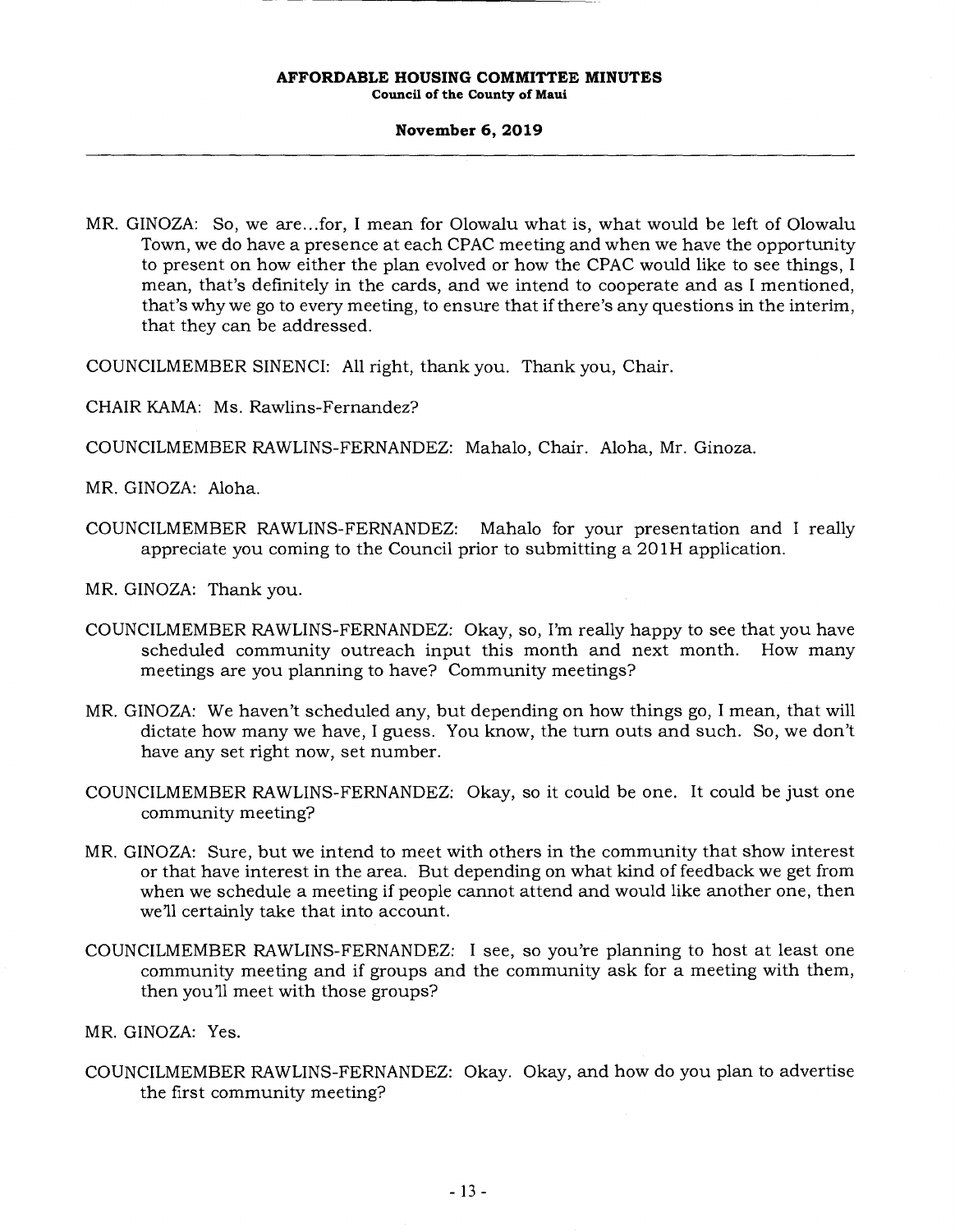MR. GINOZA: So, we are...for, I mean for Olowalu what is, what would be left of Olowalu Town, we do have a presence at each CPAC meeting and when we have the opportunity to present on how either the plan evolved or how the CPAC would like to see things, I mean, that's definitely in the cards, and we intend to cooperate and as I mentioned, that's why we go to every meeting, to ensure that if there's any questions in the interim, that they can be addressed.

COUNCILMEMBER SINENCI: All right, thank you. Thank you, Chair.

CHAIR KAMA: Ms. Rawlins-Fernandez?

COUNCILMEMBER RAWLINS-FERNANDEZ: Mahalo, Chair. Aloha, Mr. Ginoza.

MR. GINOZA: Aloha.

COUNCILMEMBER RAWLINS-FERNANDEZ: Mahalo for your presentation and I really appreciate you coming to the Council prior to submitting a 201H application.

MR. GINOZA: Thank you.

COUNCILMEMBER RAWLINS-FERNANDEZ: Okay, so, I'm really happy to see that you have scheduled community outreach input this month and next month. How many meetings are you planning to have? Community meetings?

MR. GINOZA: We haven't scheduled any, but depending on how things go, I mean, that will dictate how many we have, I guess. You know, the turn outs and such. So, we don't have any set right now, set number.

COUNCILMEMBER RAWLINS-FERNANDEZ: Okay, so it could be one. It could be just one community meeting?

MR. GINOZA: Sure, but we intend to meet with others in the community that show interest or that have interest in the area. But depending on what kind of feedback we get from when we schedule a meeting if people cannot attend and would like another one, then we'll certainly take that into account.

COUNCILMEMBER RAWLINS-FERNANDEZ: I see, so you're planning to host at least one community meeting and if groups and the community ask for a meeting with them, then you'll meet with those groups?

MR. GINOZA: Yes.

COUNCILMEMBER RAWLINS-FERNANDEZ: Okay. Okay, and how do you plan to advertise the first community meeting?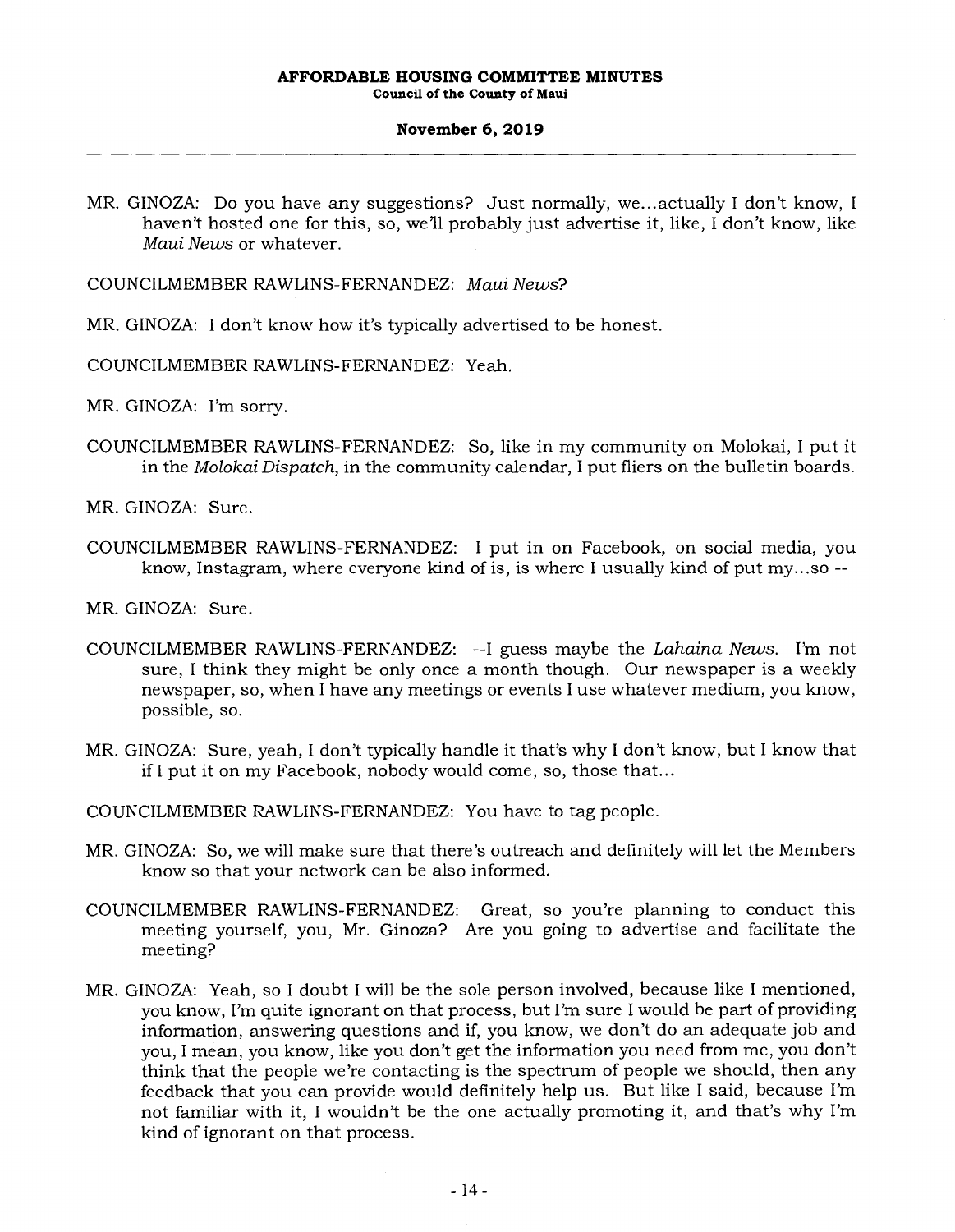MR. GINOZA: Do you have any suggestions? Just normally, we...actually I don't know, I haven't hosted one for this, so, we'll probably just advertise it, like, I don't know, like *Maui News* or whatever.

COUNCILMEMBER RAWLINS-FERNANDEZ: *Maui News*?

MR. GINOZA: I don't know how it's typically advertised to be honest.

COUNCILMEMBER RAWLINS-FERNANDEZ: Yeah.

MR. GINOZA: I'm sorry.

COUNCILMEMBER RAWLINS-FERNANDEZ: So, like in my community on Molokai, I put it in the *Molokai Dispatch*, in the community calendar, I put fliers on the bulletin boards.

MR. GINOZA: Sure.

COUNCILMEMBER RAWLINS-FERNANDEZ: I put in on Facebook, on social media, you know, Instagram, where everyone kind of is, is where I usually kind of put my...so --

MR. GINOZA: Sure.

COUNCILMEMBER RAWLINS-FERNANDEZ: --I guess maybe the *Lahaina News*. I'm not sure, I think they might be only once a month though. Our newspaper is a weekly newspaper, so, when I have any meetings or events I use whatever medium, you know, possible, so.

MR. GINOZA: Sure, yeah, I don't typically handle it that's why I don't know, but I know that if I put it on my Facebook, nobody would come, so, those that...

COUNCILMEMBER RAWLINS-FERNANDEZ: You have to tag people.

MR. GINOZA: So, we will make sure that there's outreach and definitely will let the Members know so that your network can be also informed.

COUNCILMEMBER RAWLINS-FERNANDEZ: Great, so you're planning to conduct this meeting yourself, you, Mr. Ginoza? Are you going to advertise and facilitate the meeting?

MR. GINOZA: Yeah, so I doubt I will be the sole person involved, because like I mentioned, you know, I'm quite ignorant on that process, but I'm sure I would be part of providing information, answering questions and if, you know, we don't do an adequate job and you, I mean, you know, like you don't get the information you need from me, you don't think that the people we're contacting is the spectrum of people we should, then any feedback that you can provide would definitely help us. But like I said, because I'm not familiar with it, I wouldn't be the one actually promoting it, and that's why I'm kind of ignorant on that process.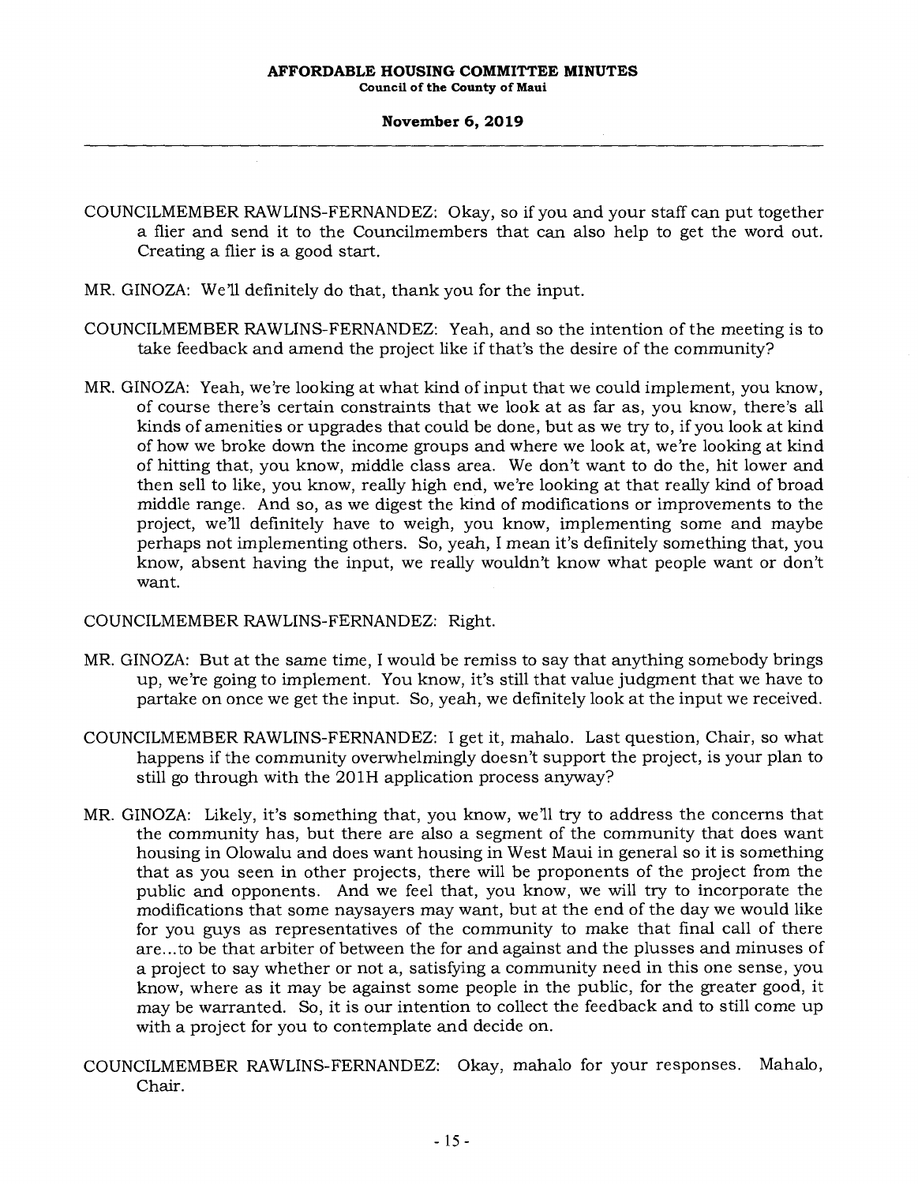COUNCILMEMBER RAWLINS-FERNANDEZ: Okay, so if you and your staff can put together a flier and send it to the Councilmembers that can also help to get the word out. Creating a flier is a good start.

MR. GINOZA: We'll definitely do that, thank you for the input.

COUNCILMEMBER RAWLINS-FERNANDEZ: Yeah, and so the intention of the meeting is to take feedback and amend the project like if that's the desire of the community?

MR. GINOZA: Yeah, we're looking at what kind of input that we could implement, you know, of course there's certain constraints that we look at as far as, you know, there's all kinds of amenities or upgrades that could be done, but as we try to, if you look at kind of how we broke down the income groups and where we look at, we're looking at kind of hitting that, you know, middle class area. We don't want to do the, hit lower and then sell to like, you know, really high end, we're looking at that really kind of broad middle range. And so, as we digest the kind of modifications or improvements to the project, we'll definitely have to weigh, you know, implementing some and maybe perhaps not implementing others. So, yeah, I mean it's definitely something that, you know, absent having the input, we really wouldn't know what people want or don't want.

COUNCILMEMBER RAWLINS-FERNANDEZ: Right.

MR. GINOZA: But at the same time, I would be remiss to say that anything somebody brings up, we're going to implement. You know, it's still that value judgment that we have to partake on once we get the input. So, yeah, we definitely look at the input we received.

COUNCILMEMBER RAWLINS-FERNANDEZ: I get it, mahalo. Last question, Chair, so what happens if the community overwhelmingly doesn't support the project, is your plan to still go through with the 201H application process anyway?

MR. GINOZA: Likely, it's something that, you know, we'll try to address the concerns that the community has, but there are also a segment of the community that does want housing in Olowalu and does want housing in West Maui in general so it is something that as you seen in other projects, there will be proponents of the project from the public and opponents. And we feel that, you know, we will try to incorporate the modifications that some naysayers may want, but at the end of the day we would like for you guys as representatives of the community to make that final call of there are...to be that arbiter of between the for and against and the plusses and minuses of a project to say whether or not a, satisfying a community need in this one sense, you know, where as it may be against some people in the public, for the greater good, it may be warranted. So, it is our intention to collect the feedback and to still come up with a project for you to contemplate and decide on.

COUNCILMEMBER RAWLINS-FERNANDEZ: Okay, mahalo for your responses. Mahalo, Chair.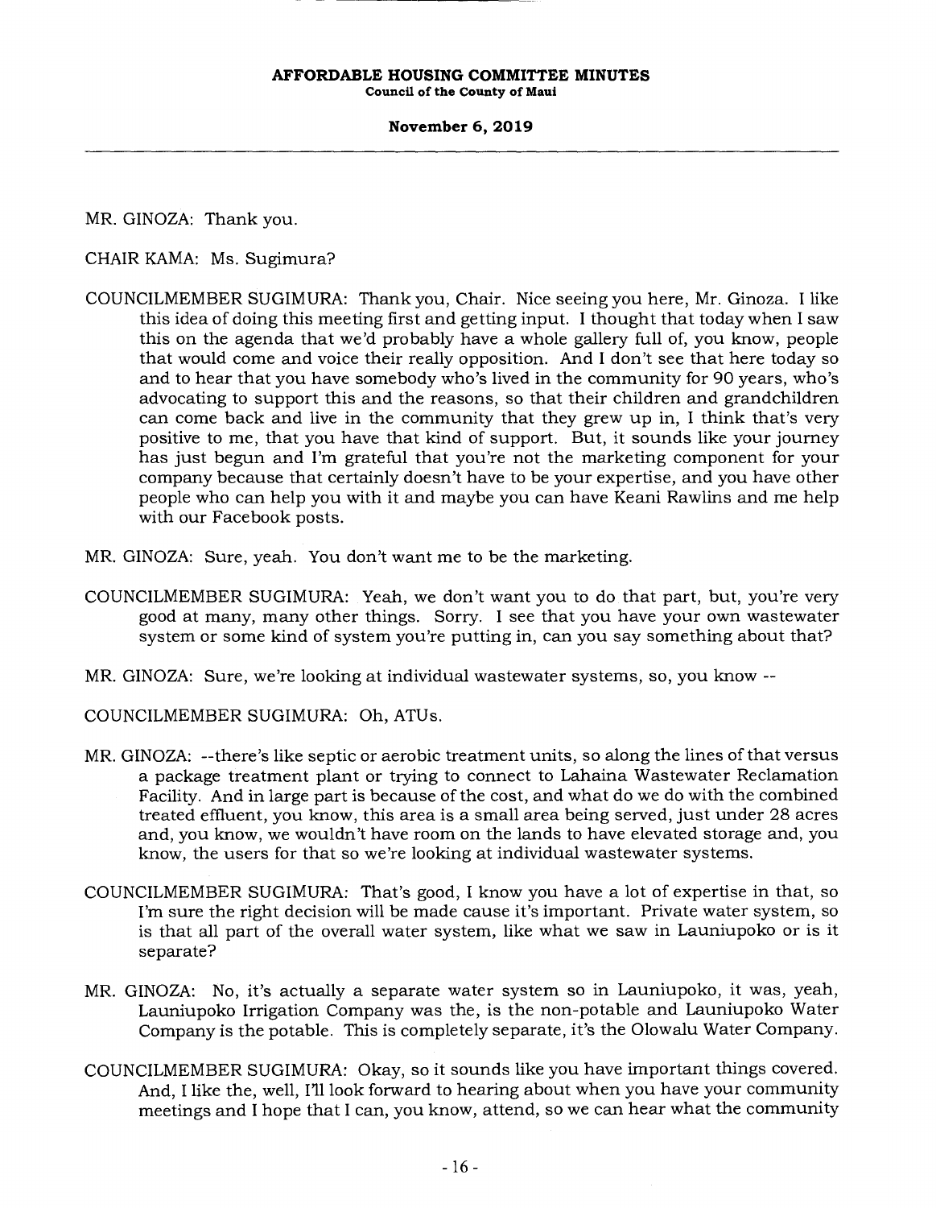MR. GINOZA: Thank you.

CHAIR KAMA: Ms. Sugimura?

COUNCILMEMBER SUGIMURA: Thank you, Chair. Nice seeing you here, Mr. Ginoza. I like this idea of doing this meeting first and getting input. I thought that today when I saw this on the agenda that we'd probably have a whole gallery full of, you know, people that would come and voice their really opposition. And I don't see that here today so and to hear that you have somebody who's lived in the community for 90 years, who's advocating to support this and the reasons, so that their children and grandchildren can come back and live in the community that they grew up in, I think that's very positive to me, that you have that kind of support. But, it sounds like your journey has just begun and I'm grateful that you're not the marketing component for your company because that certainly doesn't have to be your expertise, and you have other people who can help you with it and maybe you can have Keani Rawlins and me help with our Facebook posts.

MR. GINOZA: Sure, yeah. You don't want me to be the marketing.

COUNCILMEMBER SUGIMURA: Yeah, we don't want you to do that part, but, you're very good at many, many other things. Sorry. I see that you have your own wastewater system or some kind of system you're putting in, can you say something about that?

MR. GINOZA: Sure, we're looking at individual wastewater systems, so, you know --

COUNCILMEMBER SUGIMURA: Oh, ATUs.

MR. GINOZA: --there's like septic or aerobic treatment units, so along the lines of that versus a package treatment plant or trying to connect to Lahaina Wastewater Reclamation Facility. And in large part is because of the cost, and what do we do with the combined treated effluent, you know, this area is a small area being served, just under 28 acres and, you know, we wouldn't have room on the lands to have elevated storage and, you know, the users for that so we're looking at individual wastewater systems.

COUNCILMEMBER SUGIMURA: That's good, I know you have a lot of expertise in that, so I'm sure the right decision will be made cause it's important. Private water system, so is that all part of the overall water system, like what we saw in Launiupoko or is it separate?

MR. GINOZA: No, it's actually a separate water system so in Launiupoko, it was, yeah, Launiupoko Irrigation Company was the, is the non-potable and Launiupoko Water Company is the potable. This is completely separate, it's the Olowalu Water Company.

COUNCILMEMBER SUGIMURA: Okay, so it sounds like you have important things covered. And, I like the, well, I'll look forward to hearing about when you have your community meetings and I hope that I can, you know, attend, so we can hear what the community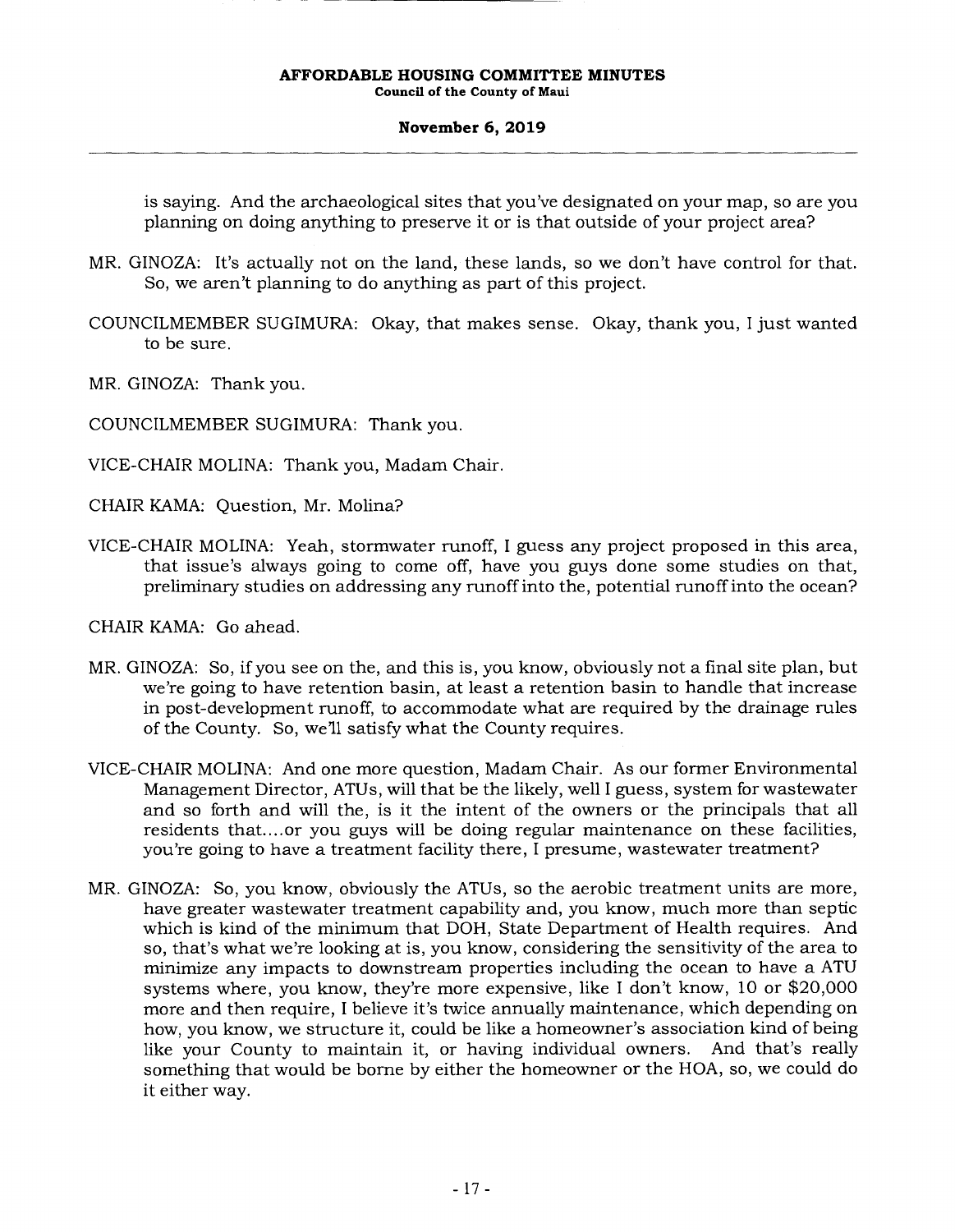is saying. And the archaeological sites that you've designated on your map, so are you planning on doing anything to preserve it or is that outside of your project area?

MR. GINOZA: It's actually not on the land, these lands, so we don't have control for that. So, we aren't planning to do anything as part of this project.

COUNCILMEMBER SUGIMURA: Okay, that makes sense. Okay, thank you, I just wanted to be sure.

MR. GINOZA: Thank you.

COUNCILMEMBER SUGIMURA: Thank you.

VICE-CHAIR MOLINA: Thank you, Madam Chair.

CHAIR KAMA: Question, Mr. Molina?

VICE-CHAIR MOLINA: Yeah, stormwater runoff, I guess any project proposed in this area, that issue's always going to come off, have you guys done some studies on that, preliminary studies on addressing any runoff into the, potential runoff into the ocean?

CHAIR KAMA: Go ahead.

MR. GINOZA: So, if you see on the, and this is, you know, obviously not a final site plan, but we're going to have retention basin, at least a retention basin to handle that increase in post-development runoff, to accommodate what are required by the drainage rules of the County. So, we'll satisfy what the County requires.

VICE-CHAIR MOLINA: And one more question, Madam Chair. As our former Environmental Management Director, ATUs, will that be the likely, well I guess, system for wastewater and so forth and will the, is it the intent of the owners or the principals that all residents that....or you guys will be doing regular maintenance on these facilities, you're going to have a treatment facility there, I presume, wastewater treatment?

MR. GINOZA: So, you know, obviously the ATUs, so the aerobic treatment units are more, have greater wastewater treatment capability and, you know, much more than septic which is kind of the minimum that DOH, State Department of Health requires. And so, that's what we're looking at is, you know, considering the sensitivity of the area to minimize any impacts to downstream properties including the ocean to have a ATU systems where, you know, they're more expensive, like I don't know, 10 or $20,000 more and then require, I believe it's twice annually maintenance, which depending on how, you know, we structure it, could be like a homeowner's association kind of being like your County to maintain it, or having individual owners. And that's really something that would be borne by either the homeowner or the HOA, so, we could do it either way.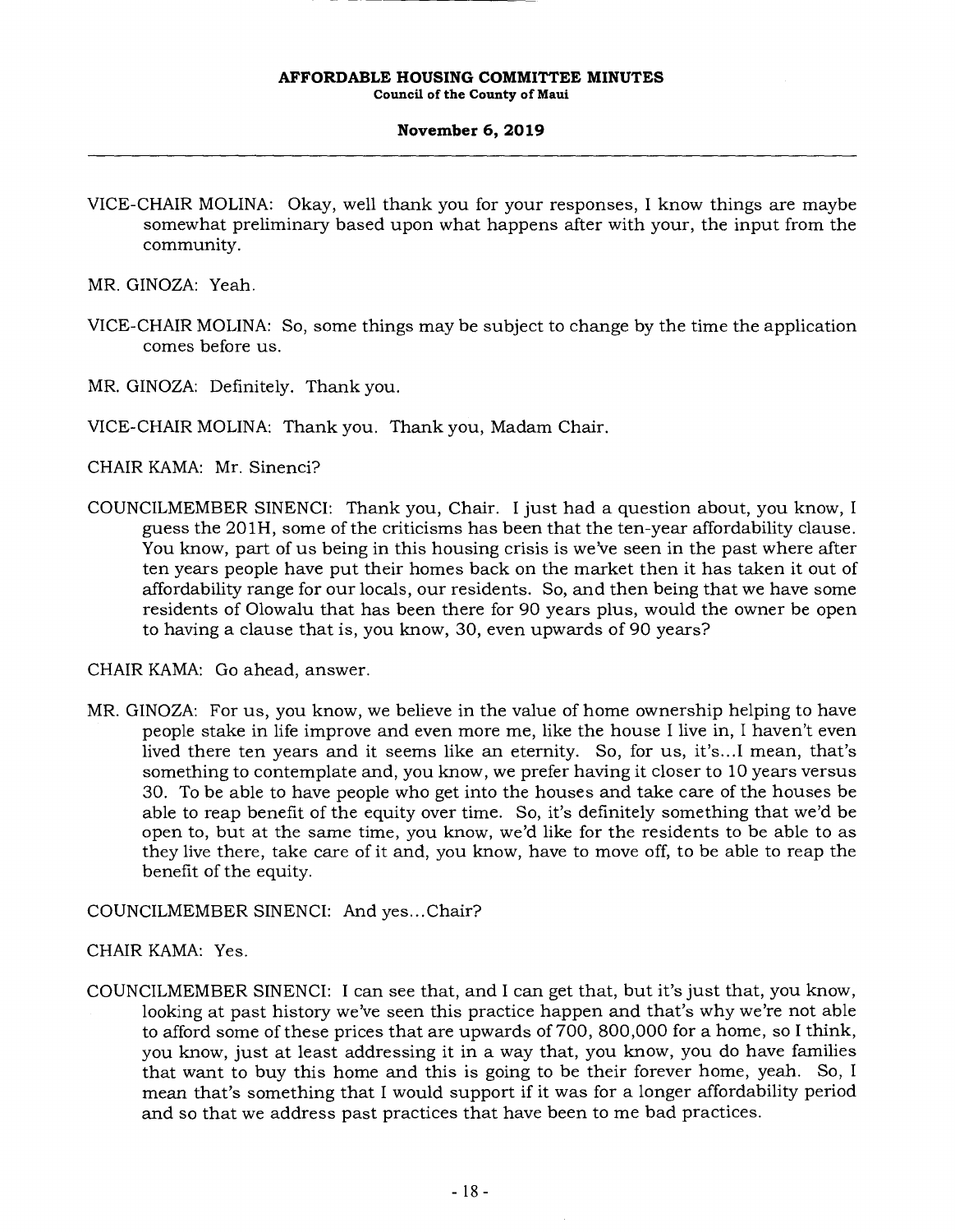VICE-CHAIR MOLINA: Okay, well thank you for your responses, I know things are maybe somewhat preliminary based upon what happens after with your, the input from the community.

MR. GINOZA: Yeah.

VICE-CHAIR MOLINA: So, some things may be subject to change by the time the application comes before us.

MR. GINOZA: Definitely. Thank you.

VICE-CHAIR MOLINA: Thank you. Thank you, Madam Chair.

CHAIR KAMA: Mr. Sinenci?

COUNCILMEMBER SINENCI: Thank you, Chair. I just had a question about, you know, I guess the 201H, some of the criticisms has been that the ten-year affordability clause. You know, part of us being in this housing crisis is we've seen in the past where after ten years people have put their homes back on the market then it has taken it out of affordability range for our locals, our residents. So, and then being that we have some residents of Olowalu that has been there for 90 years plus, would the owner be open to having a clause that is, you know, 30, even upwards of 90 years?

CHAIR KAMA: Go ahead, answer.

MR. GINOZA: For us, you know, we believe in the value of home ownership helping to have people stake in life improve and even more me, like the house I live in, I haven't even lived there ten years and it seems like an eternity. So, for us, it's...I mean, that's something to contemplate and, you know, we prefer having it closer to 10 years versus 30. To be able to have people who get into the houses and take care of the houses be able to reap benefit of the equity over time. So, it's definitely something that we'd be open to, but at the same time, you know, we'd like for the residents to be able to as they live there, take care of it and, you know, have to move off, to be able to reap the benefit of the equity.

COUNCILMEMBER SINENCI: And yes...Chair?

CHAIR KAMA: Yes.

COUNCILMEMBER SINENCI: I can see that, and I can get that, but it's just that, you know, looking at past history we've seen this practice happen and that's why we're not able to afford some of these prices that are upwards of 700, 800,000 for a home, so I think, you know, just at least addressing it in a way that, you know, you do have families that want to buy this home and this is going to be their forever home, yeah. So, I mean that's something that I would support if it was for a longer affordability period and so that we address past practices that have been to me bad practices.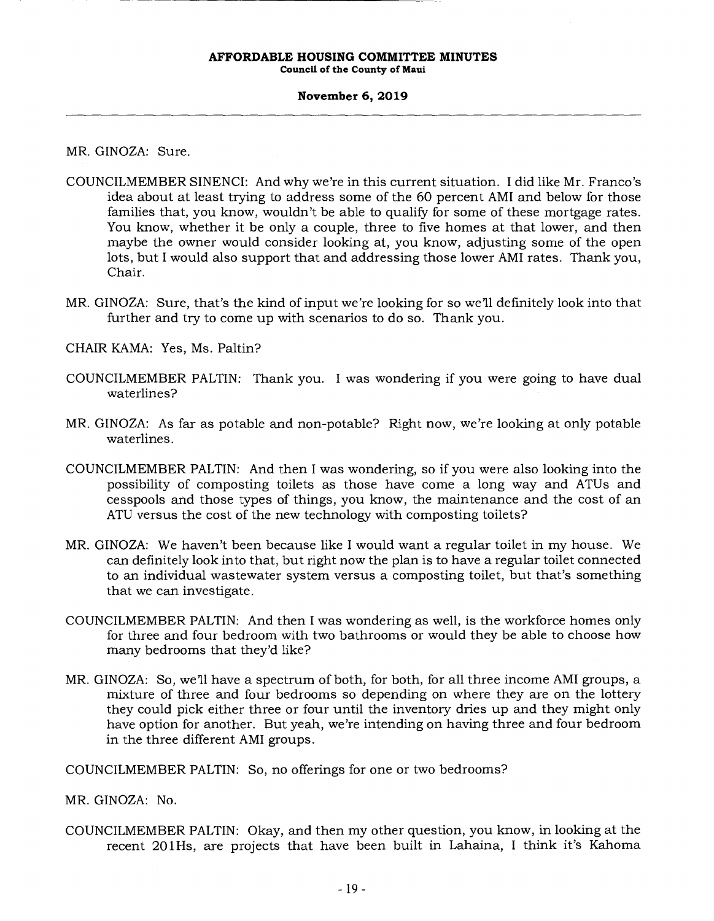MR. GINOZA: Sure.

COUNCILMEMBER SINENCI: And why we're in this current situation. I did like Mr. Franco's idea about at least trying to address some of the 60 percent AMI and below for those families that, you know, wouldn't be able to qualify for some of these mortgage rates. You know, whether it be only a couple, three to five homes at that lower, and then maybe the owner would consider looking at, you know, adjusting some of the open lots, but I would also support that and addressing those lower AMI rates. Thank you, Chair.

MR. GINOZA: Sure, that's the kind of input we're looking for so we'll definitely look into that further and try to come up with scenarios to do so. Thank you.

CHAIR KAMA: Yes, Ms. Paltin?

COUNCILMEMBER PALTIN: Thank you. I was wondering if you were going to have dual waterlines?

MR. GINOZA: As far as potable and non-potable? Right now, we're looking at only potable waterlines.

COUNCILMEMBER PALTIN: And then I was wondering, so if you were also looking into the possibility of composting toilets as those have come a long way and ATUs and cesspools and those types of things, you know, the maintenance and the cost of an ATU versus the cost of the new technology with composting toilets?

MR. GINOZA: We haven't been because like I would want a regular toilet in my house. We can definitely look into that, but right now the plan is to have a regular toilet connected to an individual wastewater system versus a composting toilet, but that's something that we can investigate.

COUNCILMEMBER PALTIN: And then I was wondering as well, is the workforce homes only for three and four bedroom with two bathrooms or would they be able to choose how many bedrooms that they'd like?

MR. GINOZA: So, we'll have a spectrum of both, for both, for all three income AMI groups, a mixture of three and four bedrooms so depending on where they are on the lottery they could pick either three or four until the inventory dries up and they might only have option for another. But yeah, we're intending on having three and four bedroom in the three different AMI groups.

COUNCILMEMBER PALTIN: So, no offerings for one or two bedrooms?

MR. GINOZA: No.

COUNCILMEMBER PALTIN: Okay, and then my other question, you know, in looking at the recent 201Hs, are projects that have been built in Lahaina, I think it's Kahoma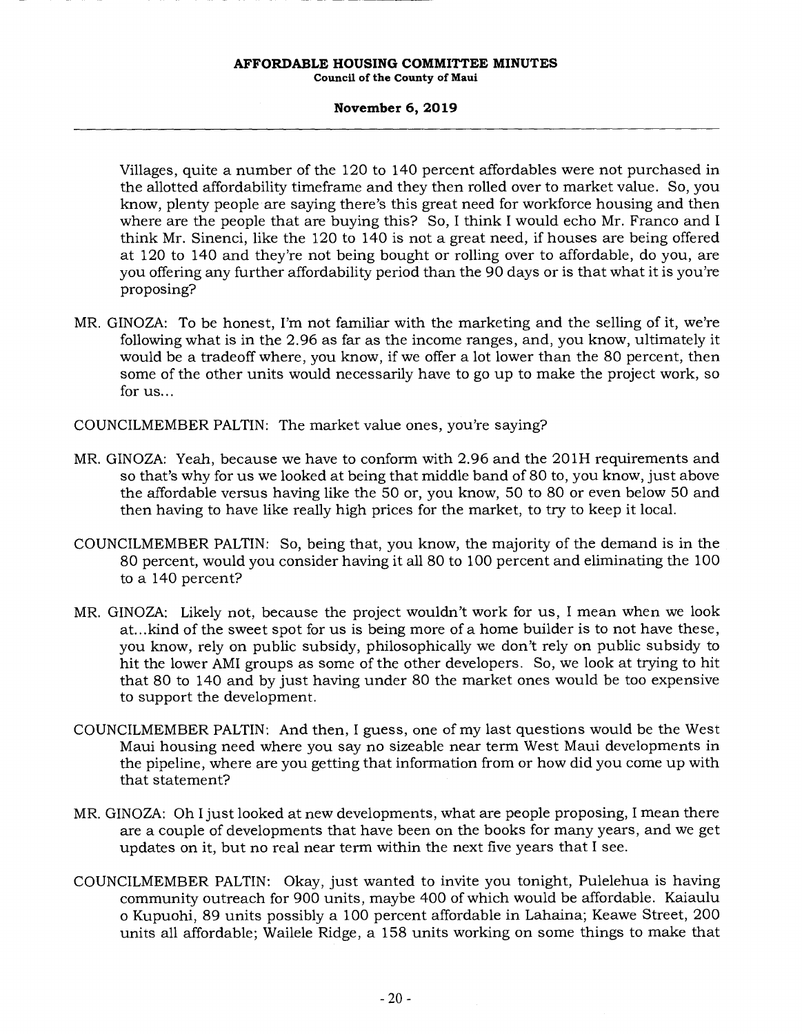Villages, quite a number of the 120 to 140 percent affordables were not purchased in the allotted affordability timeframe and they then rolled over to market value. So, you know, plenty people are saying there's this great need for workforce housing and then where are the people that are buying this? So, I think I would echo Mr. Franco and I think Mr. Sinenci, like the 120 to 140 is not a great need, if houses are being offered at 120 to 140 and they're not being bought or rolling over to affordable, do you, are you offering any further affordability period than the 90 days or is that what it is you're proposing?

MR. GINOZA: To be honest, I'm not familiar with the marketing and the selling of it, we're following what is in the 2.96 as far as the income ranges, and, you know, ultimately it would be a tradeoff where, you know, if we offer a lot lower than the 80 percent, then some of the other units would necessarily have to go up to make the project work, so for us...

COUNCILMEMBER PALTIN: The market value ones, you're saying?

MR. GINOZA: Yeah, because we have to conform with 2.96 and the 201H requirements and so that's why for us we looked at being that middle band of 80 to, you know, just above the affordable versus having like the 50 or, you know, 50 to 80 or even below 50 and then having to have like really high prices for the market, to try to keep it local.

COUNCILMEMBER PALTIN: So, being that, you know, the majority of the demand is in the 80 percent, would you consider having it all 80 to 100 percent and eliminating the 100 to a 140 percent?

MR. GINOZA: Likely not, because the project wouldn't work for us, I mean when we look at...kind of the sweet spot for us is being more of a home builder is to not have these, you know, rely on public subsidy, philosophically we don't rely on public subsidy to hit the lower AMI groups as some of the other developers. So, we look at trying to hit that 80 to 140 and by just having under 80 the market ones would be too expensive to support the development.

COUNCILMEMBER PALTIN: And then, I guess, one of my last questions would be the West Maui housing need where you say no sizeable near term West Maui developments in the pipeline, where are you getting that information from or how did you come up with that statement?

MR. GINOZA: Oh I just looked at new developments, what are people proposing, I mean there are a couple of developments that have been on the books for many years, and we get updates on it, but no real near term within the next five years that I see.

COUNCILMEMBER PALTIN: Okay, just wanted to invite you tonight, Pulelehua is having community outreach for 900 units, maybe 400 of which would be affordable. Kaiaulu o Kupuohi, 89 units possibly a 100 percent affordable in Lahaina; Keawe Street, 200 units all affordable; Wailele Ridge, a 158 units working on some things to make that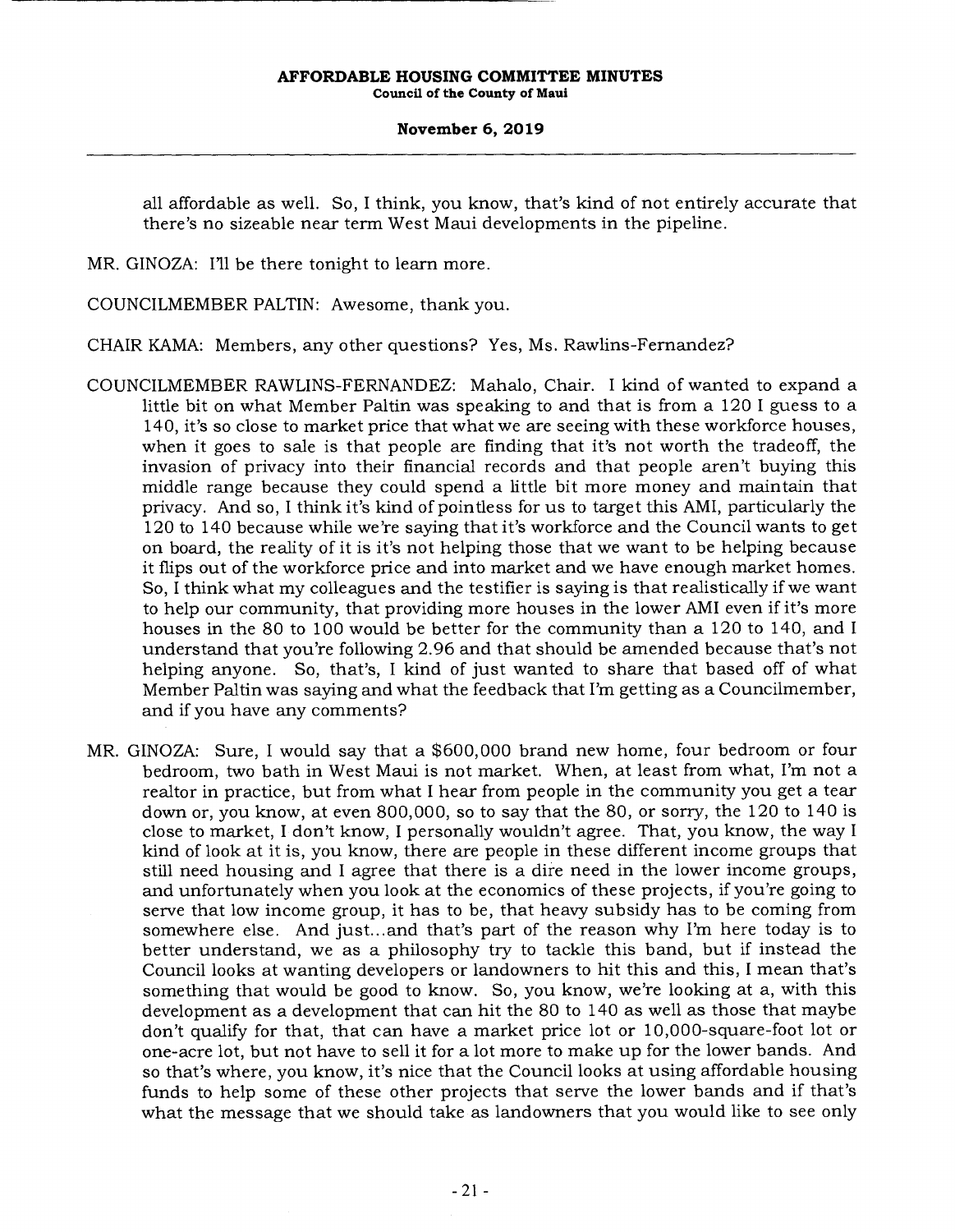all affordable as well. So, I think, you know, that's kind of not entirely accurate that there's no sizeable near term West Maui developments in the pipeline.

MR. GINOZA: I'll be there tonight to learn more.

COUNCILMEMBER PALTIN: Awesome, thank you.

CHAIR KAMA: Members, any other questions? Yes, Ms. Rawlins-Fernandez?

COUNCILMEMBER RAWLINS-FERNANDEZ: Mahalo, Chair. I kind of wanted to expand a little bit on what Member Paltin was speaking to and that is from a 120 I guess to a 140, it's so close to market price that what we are seeing with these workforce houses, when it goes to sale is that people are finding that it's not worth the tradeoff, the invasion of privacy into their financial records and that people aren't buying this middle range because they could spend a little bit more money and maintain that privacy. And so, I think it's kind of pointless for us to target this AMI, particularly the 120 to 140 because while we're saying that it's workforce and the Council wants to get on board, the reality of it is it's not helping those that we want to be helping because it flips out of the workforce price and into market and we have enough market homes. So, I think what my colleagues and the testifier is saying is that realistically if we want to help our community, that providing more houses in the lower AMI even if it's more houses in the 80 to 100 would be better for the community than a 120 to 140, and I understand that you're following 2.96 and that should be amended because that's not helping anyone. So, that's, I kind of just wanted to share that based off of what Member Paltin was saying and what the feedback that I'm getting as a Councilmember, and if you have any comments?

MR. GINOZA: Sure, I would say that a $600,000 brand new home, four bedroom or four bedroom, two bath in West Maui is not market. When, at least from what, I'm not a realtor in practice, but from what I hear from people in the community you get a tear down or, you know, at even 800,000, so to say that the 80, or sorry, the 120 to 140 is close to market, I don't know, I personally wouldn't agree. That, you know, the way I kind of look at it is, you know, there are people in these different income groups that still need housing and I agree that there is a dire need in the lower income groups, and unfortunately when you look at the economics of these projects, if you're going to serve that low income group, it has to be, that heavy subsidy has to be coming from somewhere else. And just...and that's part of the reason why I'm here today is to better understand, we as a philosophy try to tackle this band, but if instead the Council looks at wanting developers or landowners to hit this and this, I mean that's something that would be good to know. So, you know, we're looking at a, with this development as a development that can hit the 80 to 140 as well as those that maybe don't qualify for that, that can have a market price lot or 10,000-square-foot lot or one-acre lot, but not have to sell it for a lot more to make up for the lower bands. And so that's where, you know, it's nice that the Council looks at using affordable housing funds to help some of these other projects that serve the lower bands and if that's what the message that we should take as landowners that you would like to see only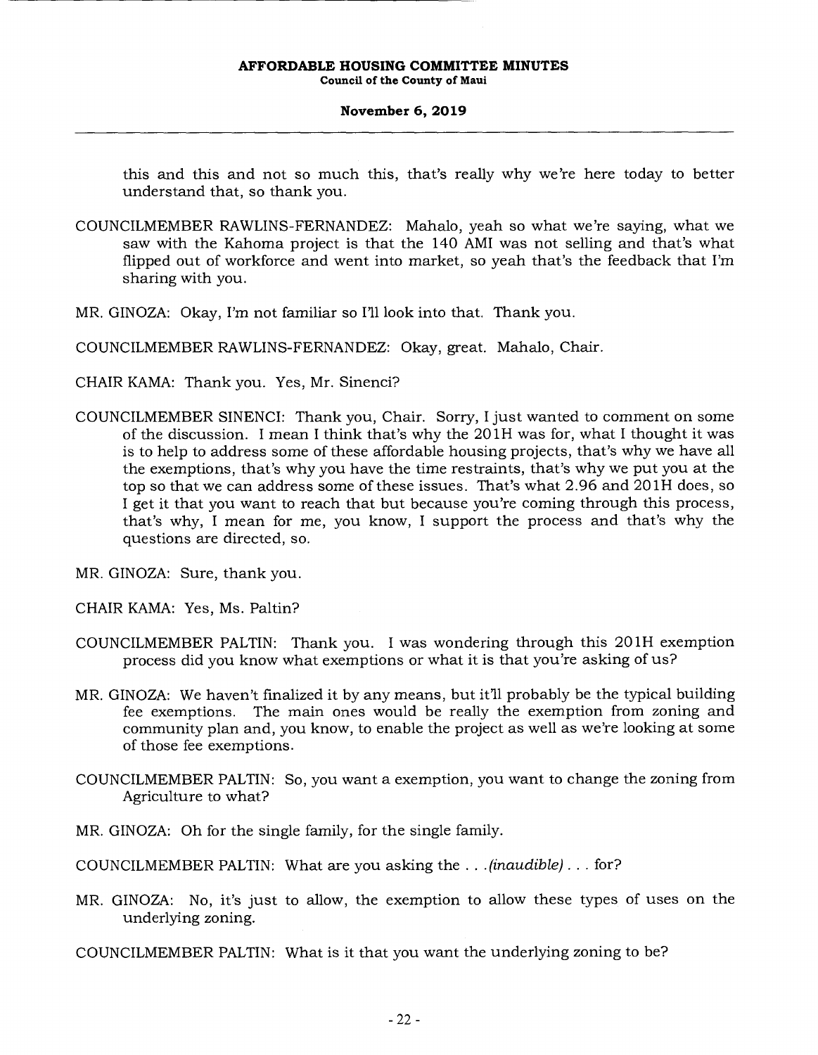this and this and not so much this, that's really why we're here today to better understand that, so thank you.

COUNCILMEMBER RAWLINS-FERNANDEZ: Mahalo, yeah so what we're saying, what we saw with the Kahoma project is that the 140 AMI was not selling and that's what flipped out of workforce and went into market, so yeah that's the feedback that I'm sharing with you.

MR. GINOZA: Okay, I'm not familiar so I'll look into that. Thank you.

COUNCILMEMBER RAWLINS-FERNANDEZ: Okay, great. Mahalo, Chair.

CHAIR KAMA: Thank you. Yes, Mr. Sinenci?

COUNCILMEMBER SINENCI: Thank you, Chair. Sorry, I just wanted to comment on some of the discussion. I mean I think that's why the 201H was for, what I thought it was is to help to address some of these affordable housing projects, that's why we have all the exemptions, that's why you have the time restraints, that's why we put you at the top so that we can address some of these issues. That's what 2.96 and 201H does, so I get it that you want to reach that but because you're coming through this process, that's why, I mean for me, you know, I support the process and that's why the questions are directed, so.

MR. GINOZA: Sure, thank you.

CHAIR KAMA: Yes, Ms. Paltin?

COUNCILMEMBER PALTIN: Thank you. I was wondering through this 201H exemption process did you know what exemptions or what it is that you're asking of us?

MR. GINOZA: We haven't finalized it by any means, but it'll probably be the typical building fee exemptions. The main ones would be really the exemption from zoning and community plan and, you know, to enable the project as well as we're looking at some of those fee exemptions.

COUNCILMEMBER PALTIN: So, you want a exemption, you want to change the zoning from Agriculture to what?

MR. GINOZA: Oh for the single family, for the single family.

COUNCILMEMBER PALTIN: What are you asking the . . .*(inaudible)* . . . for?

MR. GINOZA: No, it's just to allow, the exemption to allow these types of uses on the underlying zoning.

COUNCILMEMBER PALTIN: What is it that you want the underlying zoning to be?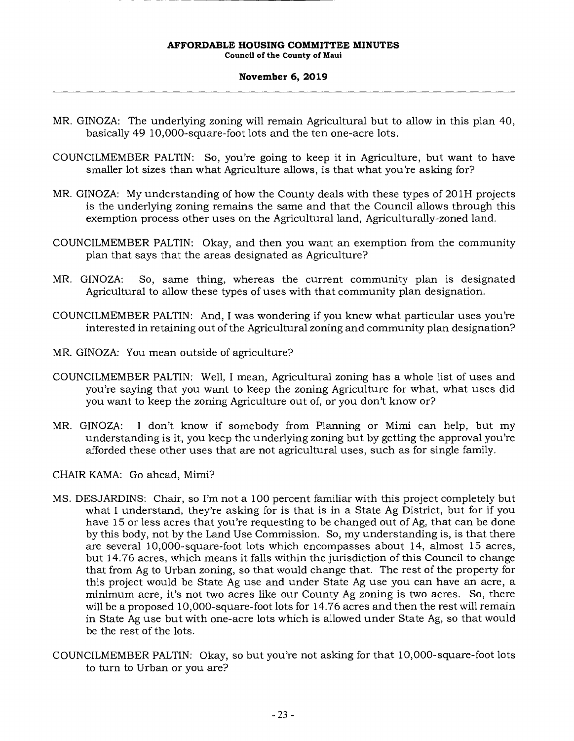MR. GINOZA: The underlying zoning will remain Agricultural but to allow in this plan 40, basically 49 10,000-square-foot lots and the ten one-acre lots.

COUNCILMEMBER PALTIN: So, you're going to keep it in Agriculture, but want to have smaller lot sizes than what Agriculture allows, is that what you're asking for?

MR. GINOZA: My understanding of how the County deals with these types of 201H projects is the underlying zoning remains the same and that the Council allows through this exemption process other uses on the Agricultural land, Agriculturally-zoned land.

COUNCILMEMBER PALTIN: Okay, and then you want an exemption from the community plan that says that the areas designated as Agriculture?

MR. GINOZA: So, same thing, whereas the current community plan is designated Agricultural to allow these types of uses with that community plan designation.

COUNCILMEMBER PALTIN: And, I was wondering if you knew what particular uses you're interested in retaining out of the Agricultural zoning and community plan designation?

MR. GINOZA: You mean outside of agriculture?

COUNCILMEMBER PALTIN: Well, I mean, Agricultural zoning has a whole list of uses and you're saying that you want to keep the zoning Agriculture for what, what uses did you want to keep the zoning Agriculture out of, or you don't know or?

MR. GINOZA: I don't know if somebody from Planning or Mimi can help, but my understanding is it, you keep the underlying zoning but by getting the approval you're afforded these other uses that are not agricultural uses, such as for single family.

CHAIR KAMA: Go ahead, Mimi?

MS. DESJARDINS: Chair, so I'm not a 100 percent familiar with this project completely but what I understand, they're asking for is that is in a State Ag District, but for if you have 15 or less acres that you're requesting to be changed out of Ag, that can be done by this body, not by the Land Use Commission. So, my understanding is, is that there are several 10,000-square-foot lots which encompasses about 14, almost 15 acres, but 14.76 acres, which means it falls within the jurisdiction of this Council to change that from Ag to Urban zoning, so that would change that. The rest of the property for this project would be State Ag use and under State Ag use you can have an acre, a minimum acre, it's not two acres like our County Ag zoning is two acres. So, there will be a proposed 10,000-square-foot lots for 14.76 acres and then the rest will remain in State Ag use but with one-acre lots which is allowed under State Ag, so that would be the rest of the lots.

COUNCILMEMBER PALTIN: Okay, so but you're not asking for that 10,000-square-foot lots to turn to Urban or you are?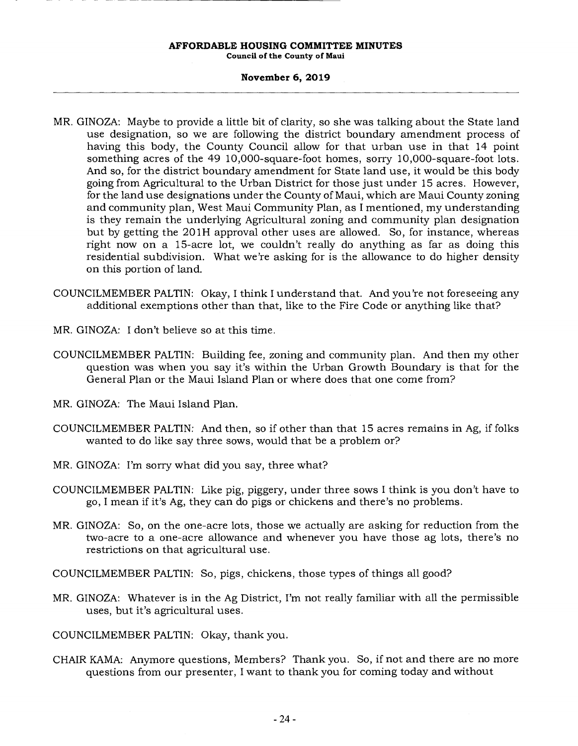MR. GINOZA: Maybe to provide a little bit of clarity, so she was talking about the State land use designation, so we are following the district boundary amendment process of having this body, the County Council allow for that urban use in that 14 point something acres of the 49 10,000-square-foot homes, sorry 10,000-square-foot lots. And so, for the district boundary amendment for State land use, it would be this body going from Agricultural to the Urban District for those just under 15 acres. However, for the land use designations under the County of Maui, which are Maui County zoning and community plan, West Maui Community Plan, as I mentioned, my understanding is they remain the underlying Agricultural zoning and community plan designation but by getting the 201H approval other uses are allowed. So, for instance, whereas right now on a 15-acre lot, we couldn't really do anything as far as doing this residential subdivision. What we're asking for is the allowance to do higher density on this portion of land.

COUNCILMEMBER PALTIN: Okay, I think I understand that. And you're not foreseeing any additional exemptions other than that, like to the Fire Code or anything like that?

MR. GINOZA: I don't believe so at this time.

COUNCILMEMBER PALTIN: Building fee, zoning and community plan. And then my other question was when you say it's within the Urban Growth Boundary is that for the General Plan or the Maui Island Plan or where does that one come from?

MR. GINOZA: The Maui Island Plan.

COUNCILMEMBER PALTIN: And then, so if other than that 15 acres remains in Ag, if folks wanted to do like say three sows, would that be a problem or?

MR. GINOZA: I'm sorry what did you say, three what?

COUNCILMEMBER PALTIN: Like pig, piggery, under three sows I think is you don't have to go, I mean if it's Ag, they can do pigs or chickens and there's no problems.

MR. GINOZA: So, on the one-acre lots, those we actually are asking for reduction from the two-acre to a one-acre allowance and whenever you have those ag lots, there's no restrictions on that agricultural use.

COUNCILMEMBER PALTIN: So, pigs, chickens, those types of things all good?

MR. GINOZA: Whatever is in the Ag District, I'm not really familiar with all the permissible uses, but it's agricultural uses.

COUNCILMEMBER PALTIN: Okay, thank you.

CHAIR KAMA: Anymore questions, Members? Thank you. So, if not and there are no more questions from our presenter, I want to thank you for coming today and without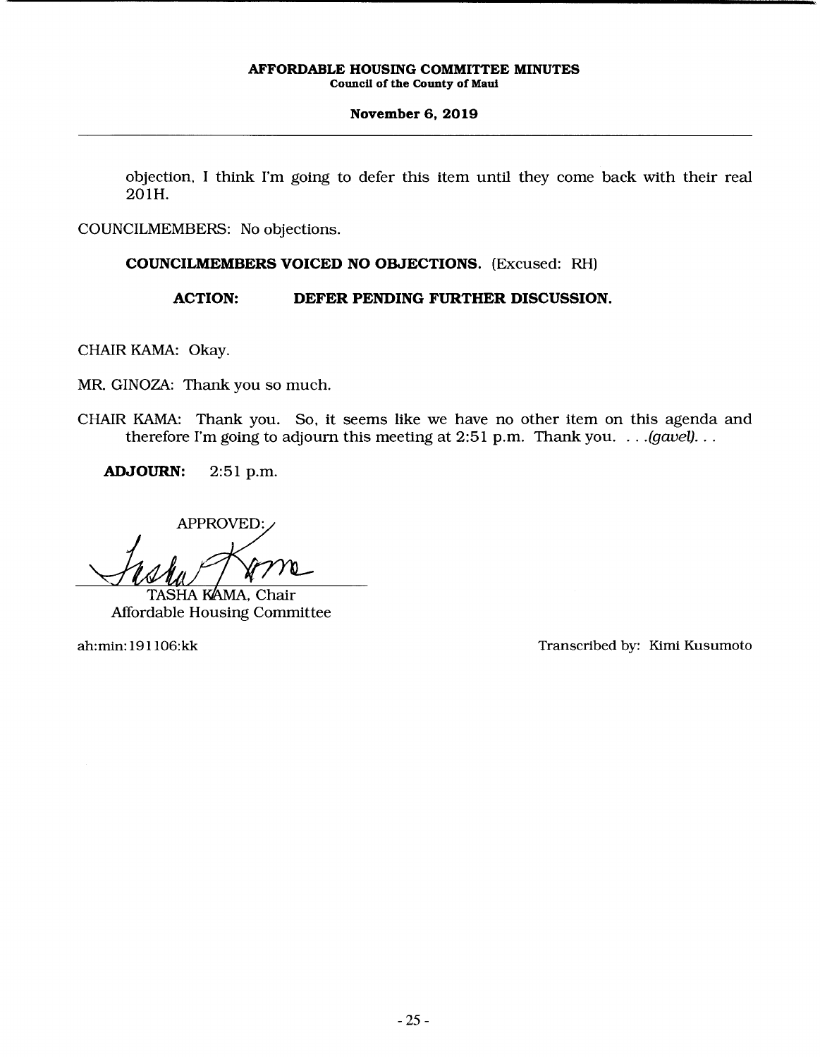objection, I think I'm going to defer this item until they come back with their real 201H.

COUNCILMEMBERS: No objections.

**COUNCILMEMBERS VOICED NO OBJECTIONS.** (Excused: RH)

**ACTION: DEFER PENDING FURTHER DISCUSSION.**

CHAIR KAMA: Okay.

MR. GINOZA: Thank you so much.

CHAIR KAMA: Thank you. So, it seems like we have no other item on this agenda and therefore I'm going to adjourn this meeting at 2:51 p.m. Thank you. . . .*(gavel)*. . .

**ADJOURN:** 2:51 p.m.

APPROVED:

TASHA KAMA, Chair
Affordable Housing Committee

ah:min:191106:kk

Transcribed by: Kimi Kusumoto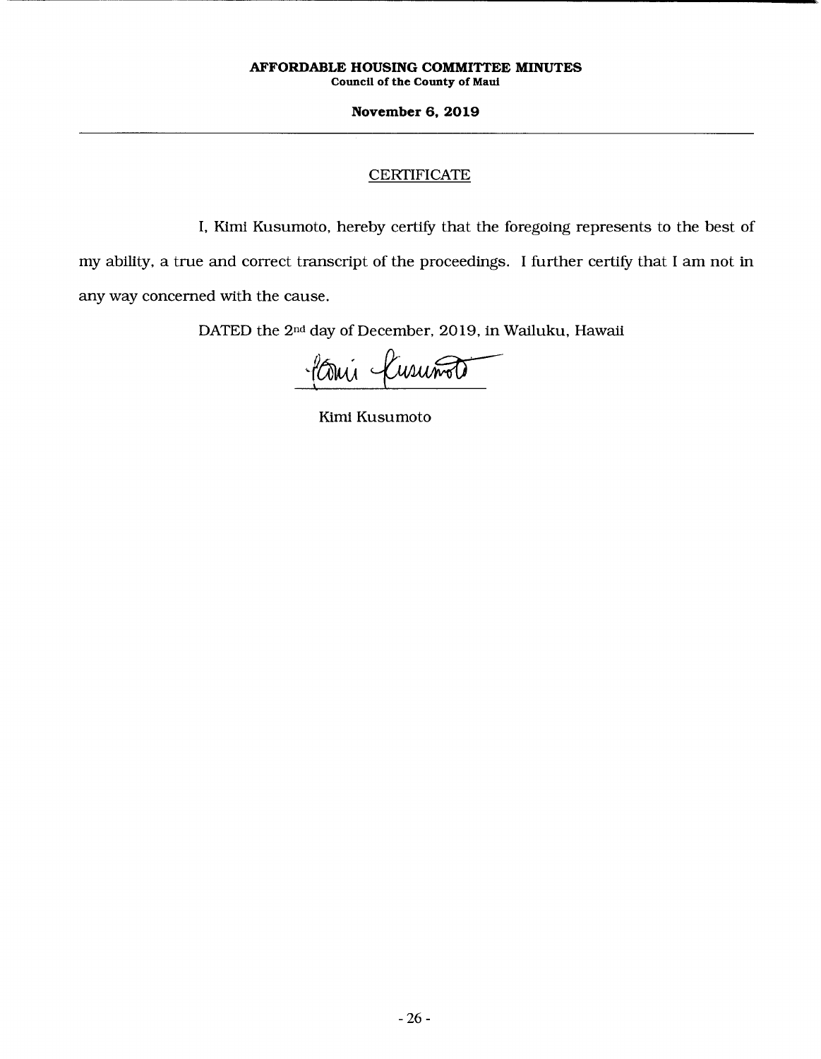## CERTIFICATE

I, Kimi Kusumoto, hereby certify that the foregoing represents to the best of my ability, a true and correct transcript of the proceedings. I further certify that I am not in any way concerned with the cause.

DATED the 2nd day of December, 2019, in Wailuku, Hawaii

Kimi Kusumoto